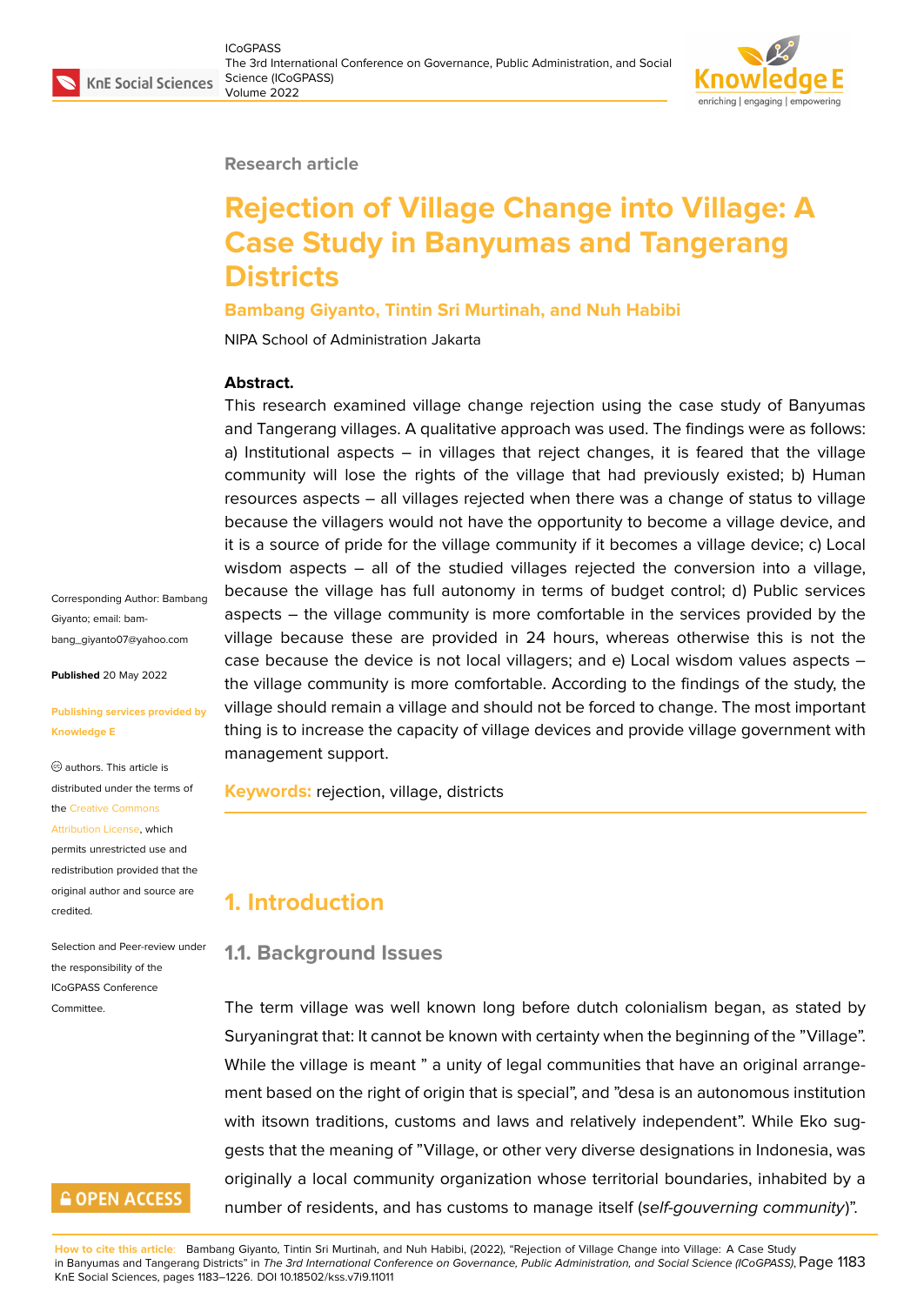Research article

# Rejection of Village Change into Village: A Case Study in Banyumas and Tangerang Districts

**Bambang Giyanto, Tintin Sri Murtinah, and Nuh Habibi**

NIPA School of Administration Jakarta

Corresponding Author: Bambang Giyanto; email: bambang_giyanto07@yahoo.com

**Published** 20 May 2022

**Publishing services provided by Knowledge E**

© authors. This article is distributed under the terms of the Creative Commons Attribution License, which permits unrestricted use and redistribution provided that the original author and source are credited.

Selection and Peer-review under the responsibility of the ICoGPASS Conference Committee.

**Abstract.**

This research examined village change rejection using the case study of Banyumas and Tangerang villages. A qualitative approach was used. The findings were as follows: a) Institutional aspects – in villages that reject changes, it is feared that the village community will lose the rights of the village that had previously existed; b) Human resources aspects – all villages rejected when there was a change of status to village because the villagers would not have the opportunity to become a village device, and it is a source of pride for the village community if it becomes a village device; c) Local wisdom aspects – all of the studied villages rejected the conversion into a village, because the village has full autonomy in terms of budget control; d) Public services aspects – the village community is more comfortable in the services provided by the village because these are provided in 24 hours, whereas otherwise this is not the case because the device is not local villagers; and e) Local wisdom values aspects – the village community is more comfortable. According to the findings of the study, the village should remain a village and should not be forced to change. The most important thing is to increase the capacity of village devices and provide village government with management support.

**Keywords:** rejection, village, districts

## 1. Introduction

### 1.1. Background Issues

The term village was well known long before dutch colonialism began, as stated by Suryaningrat that: It cannot be known with certainty when the beginning of the "Village". While the village is meant " a unity of legal communities that have an original arrangement based on the right of origin that is special", and "desa is an autonomous institution with itsown traditions, customs and laws and relatively independent". While Eko suggests that the meaning of "Village, or other very diverse designations in Indonesia, was originally a local community organization whose territorial boundaries, inhabited by a number of residents, and has customs to manage itself (*self-gouverning community*)".

**How to cite this article**: Bambang Giyanto, Tintin Sri Murtinah, and Nuh Habibi, (2022), "Rejection of Village Change into Village: A Case Study in Banyumas and Tangerang Districts" in *The 3rd International Conference on Governance, Public Administration, and Social Science (ICoGPASS)*, KnE Social Sciences, pages 1183–1226. DOI 10.18502/kss.v7i9.11011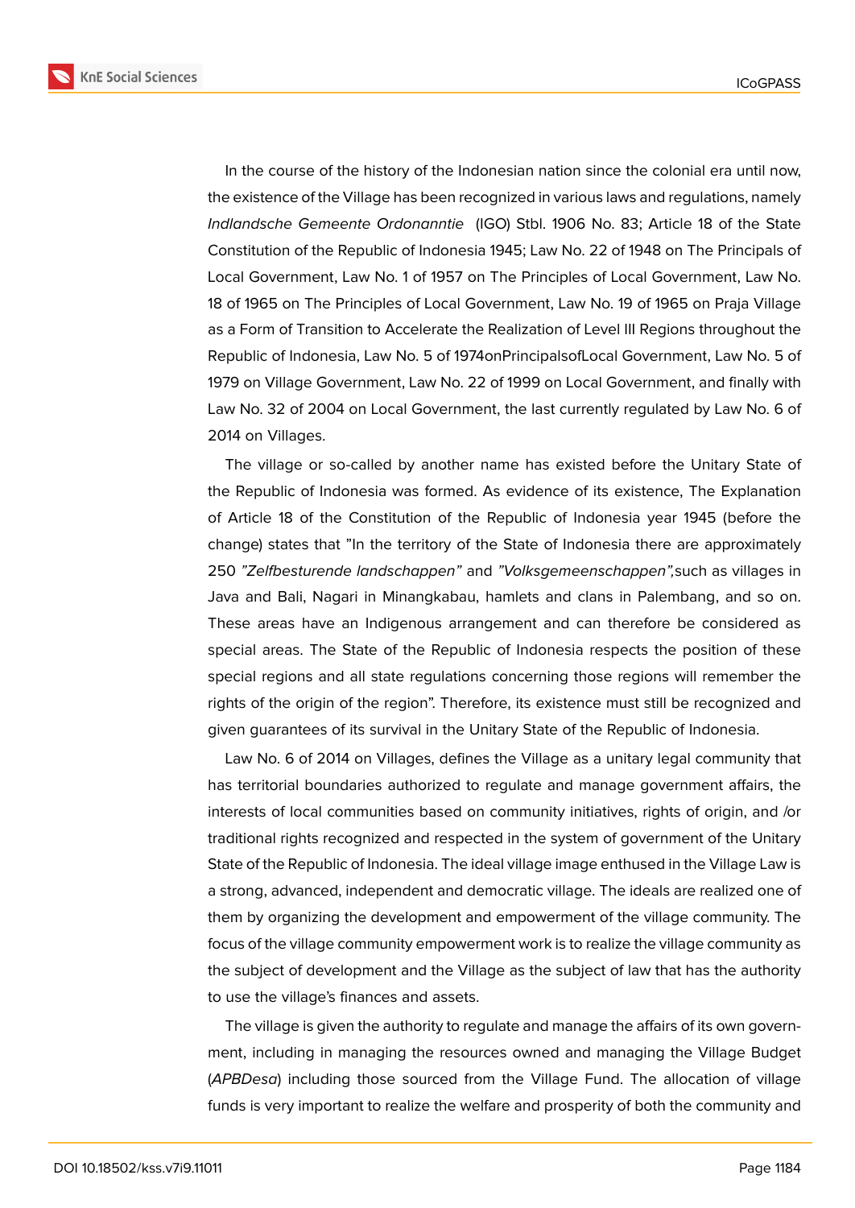In the course of the history of the Indonesian nation since the colonial era until now, the existence of the Village has been recognized in various laws and regulations, namely *Indlandsche Gemeente Ordonanntie* (IGO) Stbl. 1906 No. 83; Article 18 of the State Constitution of the Republic of Indonesia 1945; Law No. 22 of 1948 on The Principals of Local Government, Law No. 1 of 1957 on The Principles of Local Government, Law No. 18 of 1965 on The Principles of Local Government, Law No. 19 of 1965 on Praja Village as a Form of Transition to Accelerate the Realization of Level III Regions throughout the Republic of Indonesia, Law No. 5 of 1974onPrincipalsofLocal Government, Law No. 5 of 1979 on Village Government, Law No. 22 of 1999 on Local Government, and finally with Law No. 32 of 2004 on Local Government, the last currently regulated by Law No. 6 of 2014 on Villages.

The village or so-called by another name has existed before the Unitary State of the Republic of Indonesia was formed. As evidence of its existence, The Explanation of Article 18 of the Constitution of the Republic of Indonesia year 1945 (before the change) states that "In the territory of the State of Indonesia there are approximately 250 *"Zelfbesturende landschappen"* and *"Volksgemeenschappen",*such as villages in Java and Bali, Nagari in Minangkabau, hamlets and clans in Palembang, and so on. These areas have an Indigenous arrangement and can therefore be considered as special areas. The State of the Republic of Indonesia respects the position of these special regions and all state regulations concerning those regions will remember the rights of the origin of the region". Therefore, its existence must still be recognized and given guarantees of its survival in the Unitary State of the Republic of Indonesia.

Law No. 6 of 2014 on Villages, defines the Village as a unitary legal community that has territorial boundaries authorized to regulate and manage government affairs, the interests of local communities based on community initiatives, rights of origin, and /or traditional rights recognized and respected in the system of government of the Unitary State of the Republic of Indonesia. The ideal village image enthused in the Village Law is a strong, advanced, independent and democratic village. The ideals are realized one of them by organizing the development and empowerment of the village community. The focus of the village community empowerment work is to realize the village community as the subject of development and the Village as the subject of law that has the authority to use the village's finances and assets.

The village is given the authority to regulate and manage the affairs of its own government, including in managing the resources owned and managing the Village Budget (*APBDesa*) including those sourced from the Village Fund. The allocation of village funds is very important to realize the welfare and prosperity of both the community and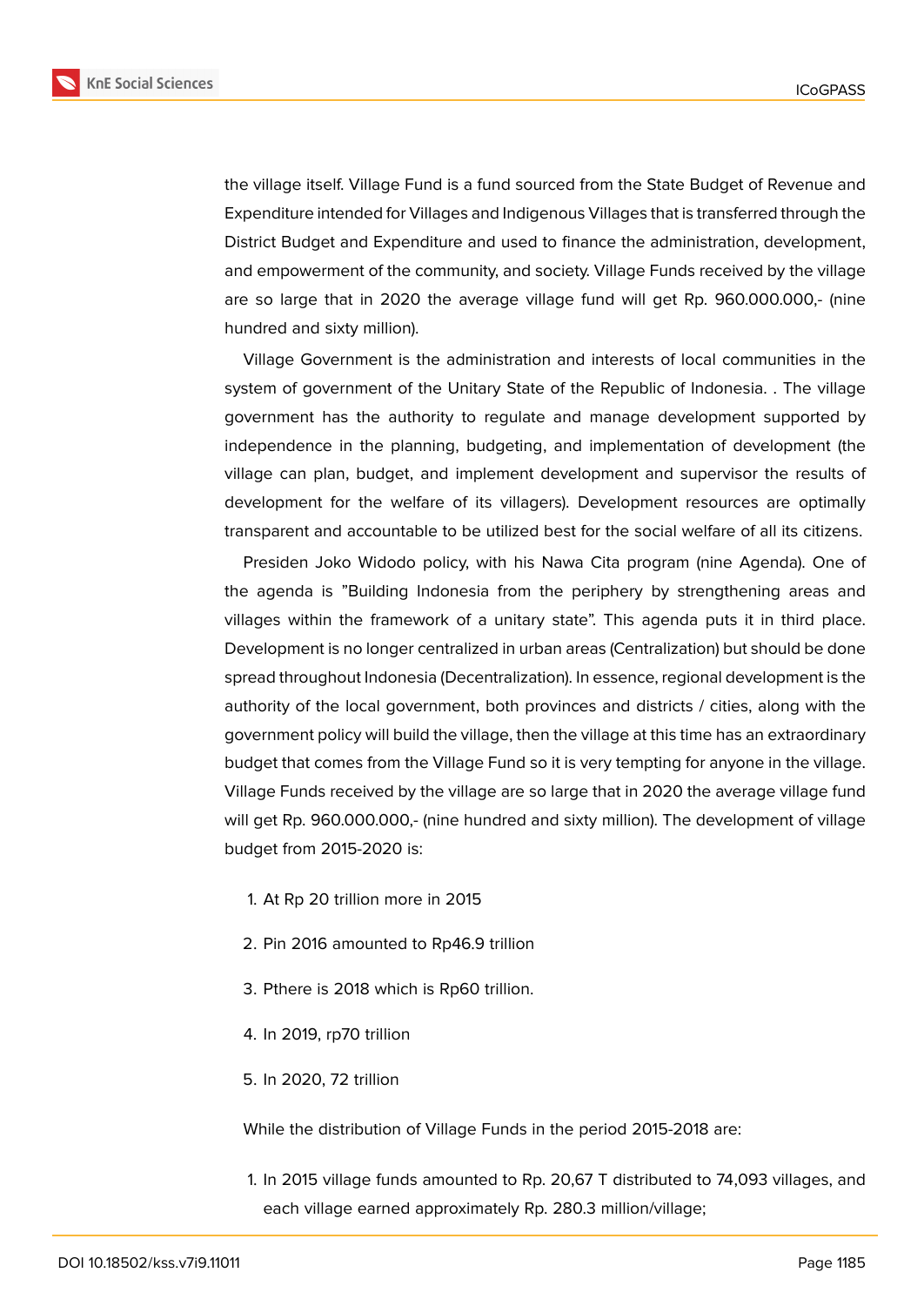the village itself. Village Fund is a fund sourced from the State Budget of Revenue and Expenditure intended for Villages and Indigenous Villages that is transferred through the District Budget and Expenditure and used to finance the administration, development, and empowerment of the community, and society. Village Funds received by the village are so large that in 2020 the average village fund will get Rp. 960.000.000,- (nine hundred and sixty million).

Village Government is the administration and interests of local communities in the system of government of the Unitary State of the Republic of Indonesia. . The village government has the authority to regulate and manage development supported by independence in the planning, budgeting, and implementation of development (the village can plan, budget, and implement development and supervisor the results of development for the welfare of its villagers). Development resources are optimally transparent and accountable to be utilized best for the social welfare of all its citizens.

Presiden Joko Widodo policy, with his Nawa Cita program (nine Agenda). One of the agenda is "Building Indonesia from the periphery by strengthening areas and villages within the framework of a unitary state". This agenda puts it in third place. Development is no longer centralized in urban areas (Centralization) but should be done spread throughout Indonesia (Decentralization). In essence, regional development is the authority of the local government, both provinces and districts / cities, along with the government policy will build the village, then the village at this time has an extraordinary budget that comes from the Village Fund so it is very tempting for anyone in the village. Village Funds received by the village are so large that in 2020 the average village fund will get Rp. 960.000.000,- (nine hundred and sixty million). The development of village budget from 2015-2020 is:

1. At Rp 20 trillion more in 2015
2. Pin 2016 amounted to Rp46.9 trillion
3. Pthere is 2018 which is Rp60 trillion.
4. In 2019, rp70 trillion
5. In 2020, 72 trillion

While the distribution of Village Funds in the period 2015-2018 are:

1. In 2015 village funds amounted to Rp. 20,67 T distributed to 74,093 villages, and each village earned approximately Rp. 280.3 million/village;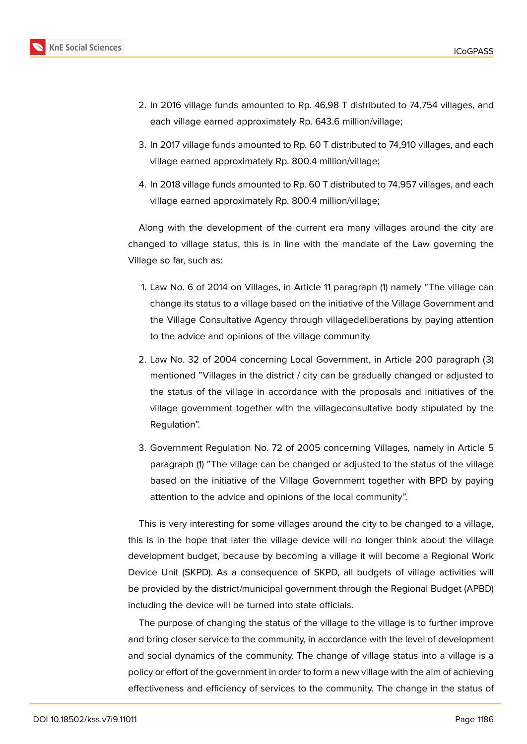2. In 2016 village funds amounted to Rp. 46,98 T distributed to 74,754 villages, and each village earned approximately Rp. 643.6 million/village;
3. In 2017 village funds amounted to Rp. 60 T distributed to 74,910 villages, and each village earned approximately Rp. 800.4 million/village;
4. In 2018 village funds amounted to Rp. 60 T distributed to 74,957 villages, and each village earned approximately Rp. 800.4 million/village;

Along with the development of the current era many villages around the city are changed to village status, this is in line with the mandate of the Law governing the Village so far, such as:

1. Law No. 6 of 2014 on Villages, in Article 11 paragraph (1) namely "The village can change its status to a village based on the initiative of the Village Government and the Village Consultative Agency through villagedeliberations by paying attention to the advice and opinions of the village community.
2. Law No. 32 of 2004 concerning Local Government, in Article 200 paragraph (3) mentioned "Villages in the district / city can be gradually changed or adjusted to the status of the village in accordance with the proposals and initiatives of the village government together with the villageconsultative body stipulated by the Regulation".
3. Government Regulation No. 72 of 2005 concerning Villages, namely in Article 5 paragraph (1) "The village can be changed or adjusted to the status of the village based on the initiative of the Village Government together with BPD by paying attention to the advice and opinions of the local community".

This is very interesting for some villages around the city to be changed to a village, this is in the hope that later the village device will no longer think about the village development budget, because by becoming a village it will become a Regional Work Device Unit (SKPD). As a consequence of SKPD, all budgets of village activities will be provided by the district/municipal government through the Regional Budget (APBD) including the device will be turned into state officials.

The purpose of changing the status of the village to the village is to further improve and bring closer service to the community, in accordance with the level of development and social dynamics of the community. The change of village status into a village is a policy or effort of the government in order to form a new village with the aim of achieving effectiveness and efficiency of services to the community. The change in the status of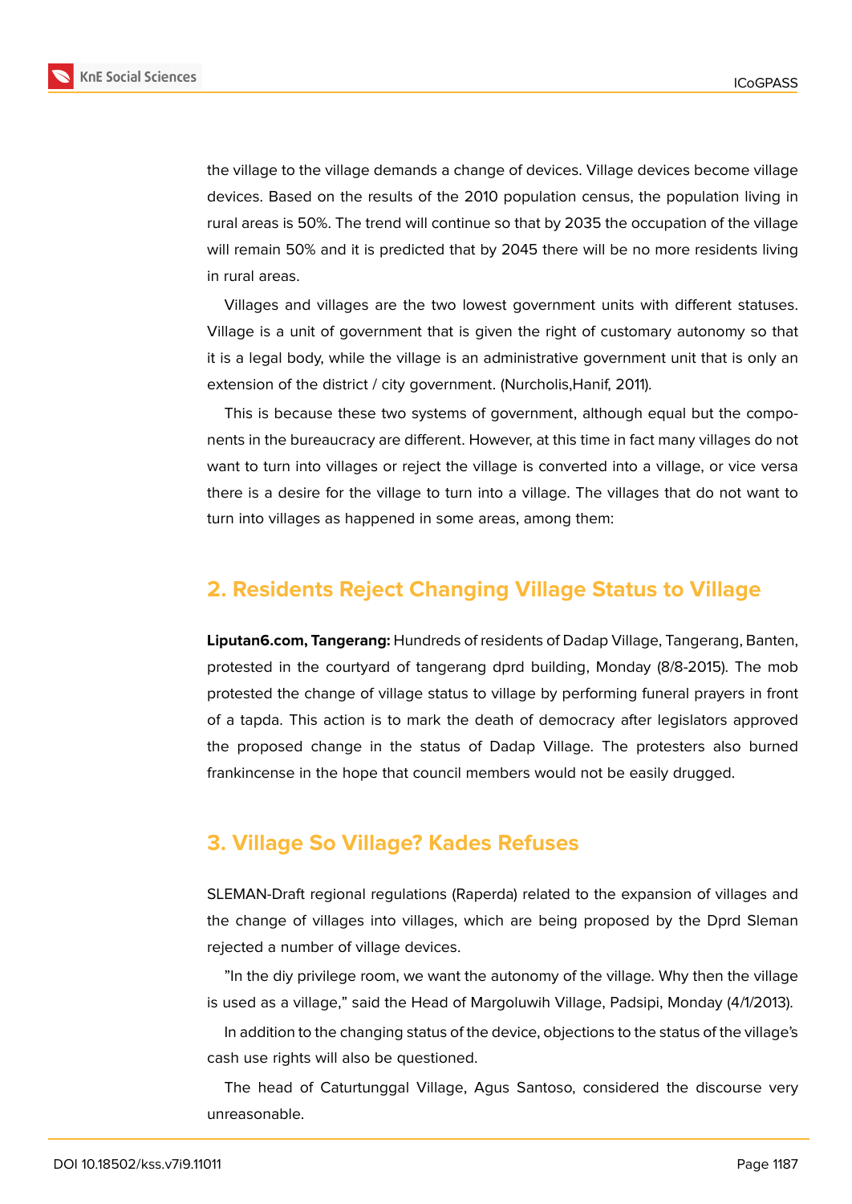the village to the village demands a change of devices. Village devices become village devices. Based on the results of the 2010 population census, the population living in rural areas is 50%. The trend will continue so that by 2035 the occupation of the village will remain 50% and it is predicted that by 2045 there will be no more residents living in rural areas.

Villages and villages are the two lowest government units with different statuses. Village is a unit of government that is given the right of customary autonomy so that it is a legal body, while the village is an administrative government unit that is only an extension of the district / city government. (Nurcholis,Hanif, 2011).

This is because these two systems of government, although equal but the components in the bureaucracy are different. However, at this time in fact many villages do not want to turn into villages or reject the village is converted into a village, or vice versa there is a desire for the village to turn into a village. The villages that do not want to turn into villages as happened in some areas, among them:

## 2. Residents Reject Changing Village Status to Village

**Liputan6.com, Tangerang:** Hundreds of residents of Dadap Village, Tangerang, Banten, protested in the courtyard of tangerang dprd building, Monday (8/8-2015). The mob protested the change of village status to village by performing funeral prayers in front of a tapda. This action is to mark the death of democracy after legislators approved the proposed change in the status of Dadap Village. The protesters also burned frankincense in the hope that council members would not be easily drugged.

## 3. Village So Village? Kades Refuses

SLEMAN-Draft regional regulations (Raperda) related to the expansion of villages and the change of villages into villages, which are being proposed by the Dprd Sleman rejected a number of village devices.

"In the diy privilege room, we want the autonomy of the village. Why then the village is used as a village," said the Head of Margoluwih Village, Padsipi, Monday (4/1/2013).

In addition to the changing status of the device, objections to the status of the village's cash use rights will also be questioned.

The head of Caturtunggal Village, Agus Santoso, considered the discourse very unreasonable.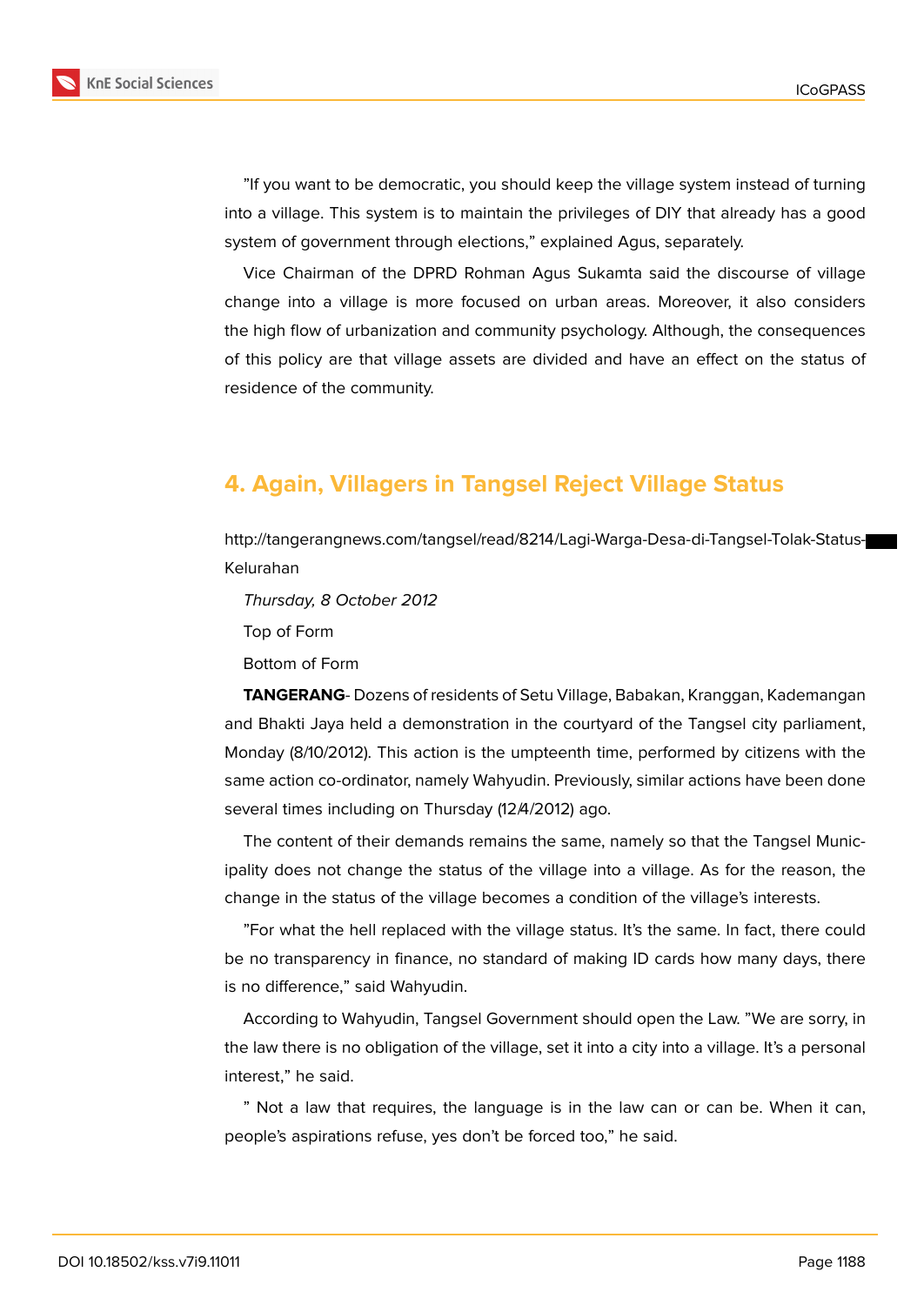"If you want to be democratic, you should keep the village system instead of turning into a village. This system is to maintain the privileges of DIY that already has a good system of government through elections," explained Agus, separately.

Vice Chairman of the DPRD Rohman Agus Sukamta said the discourse of village change into a village is more focused on urban areas. Moreover, it also considers the high flow of urbanization and community psychology. Although, the consequences of this policy are that village assets are divided and have an effect on the status of residence of the community.

## 4. Again, Villagers in Tangsel Reject Village Status

http://tangerangnews.com/tangsel/read/8214/Lagi-Warga-Desa-di-Tangsel-Tolak-Status-Kelurahan

*Thursday, 8 October 2012*

Top of Form

Bottom of Form

**TANGERANG**- Dozens of residents of Setu Village, Babakan, Kranggan, Kademangan and Bhakti Jaya held a demonstration in the courtyard of the Tangsel city parliament, Monday (8/10/2012). This action is the umpteenth time, performed by citizens with the same action co-ordinator, namely Wahyudin. Previously, similar actions have been done several times including on Thursday (12/4/2012) ago.

The content of their demands remains the same, namely so that the Tangsel Municipality does not change the status of the village into a village. As for the reason, the change in the status of the village becomes a condition of the village's interests.

"For what the hell replaced with the village status. It's the same. In fact, there could be no transparency in finance, no standard of making ID cards how many days, there is no difference," said Wahyudin.

According to Wahyudin, Tangsel Government should open the Law. "We are sorry, in the law there is no obligation of the village, set it into a city into a village. It's a personal interest," he said.

" Not a law that requires, the language is in the law can or can be. When it can, people's aspirations refuse, yes don't be forced too," he said.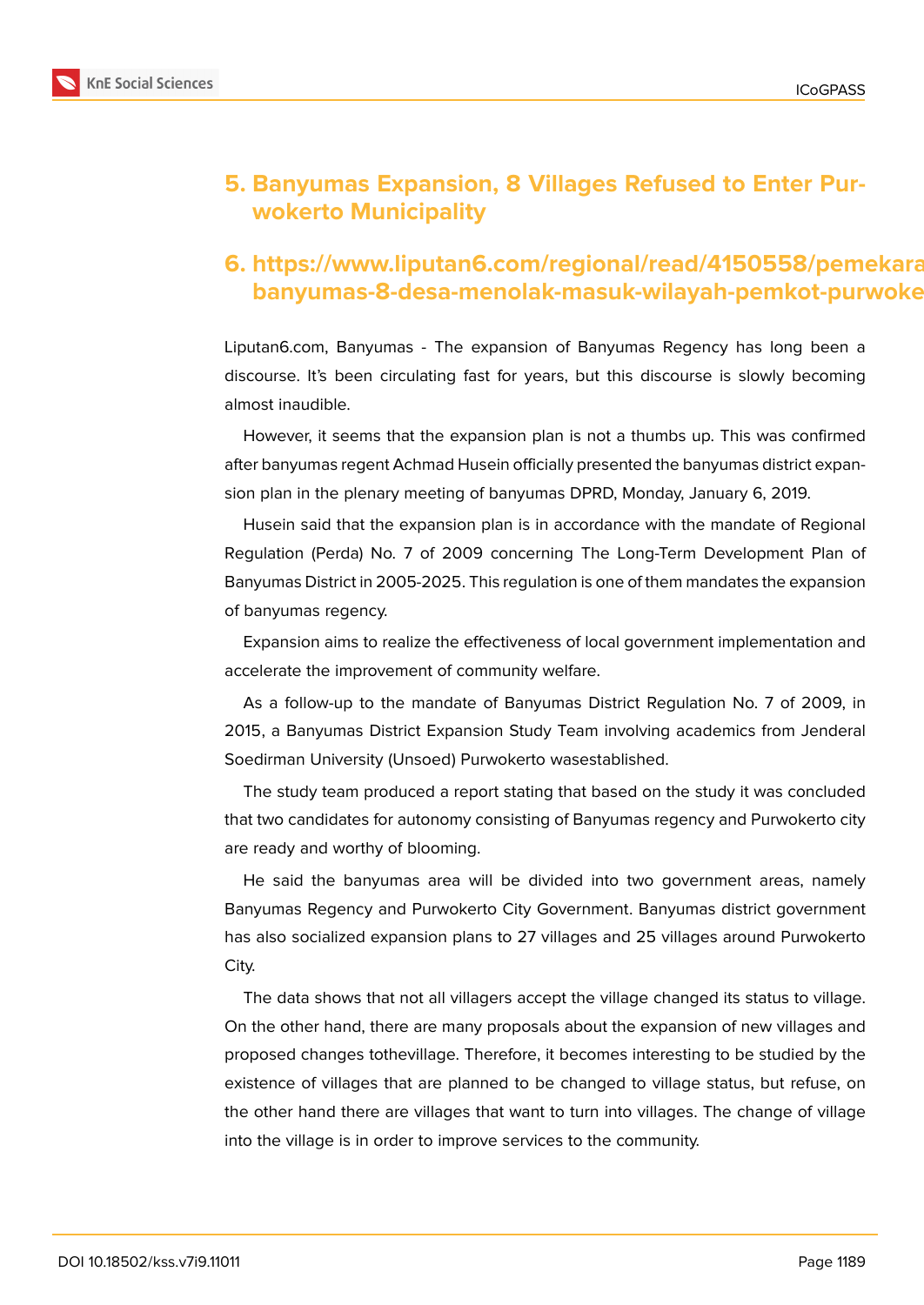## 5. Banyumas Expansion, 8 Villages Refused to Enter Purwokerto Municipality

## 6. https://www.liputan6.com/regional/read/4150558/pemekaran-banyumas-8-desa-menolak-masuk-wilayah-pemkot-purwoke

Liputan6.com, Banyumas - The expansion of Banyumas Regency has long been a discourse. It's been circulating fast for years, but this discourse is slowly becoming almost inaudible.

However, it seems that the expansion plan is not a thumbs up. This was confirmed after banyumas regent Achmad Husein officially presented the banyumas district expansion plan in the plenary meeting of banyumas DPRD, Monday, January 6, 2019.

Husein said that the expansion plan is in accordance with the mandate of Regional Regulation (Perda) No. 7 of 2009 concerning The Long-Term Development Plan of Banyumas District in 2005-2025. This regulation is one of them mandates the expansion of banyumas regency.

Expansion aims to realize the effectiveness of local government implementation and accelerate the improvement of community welfare.

As a follow-up to the mandate of Banyumas District Regulation No. 7 of 2009, in 2015, a Banyumas District Expansion Study Team involving academics from Jenderal Soedirman University (Unsoed) Purwokerto wasestablished.

The study team produced a report stating that based on the study it was concluded that two candidates for autonomy consisting of Banyumas regency and Purwokerto city are ready and worthy of blooming.

He said the banyumas area will be divided into two government areas, namely Banyumas Regency and Purwokerto City Government. Banyumas district government has also socialized expansion plans to 27 villages and 25 villages around Purwokerto City.

The data shows that not all villagers accept the village changed its status to village. On the other hand, there are many proposals about the expansion of new villages and proposed changes tothevillage. Therefore, it becomes interesting to be studied by the existence of villages that are planned to be changed to village status, but refuse, on the other hand there are villages that want to turn into villages. The change of village into the village is in order to improve services to the community.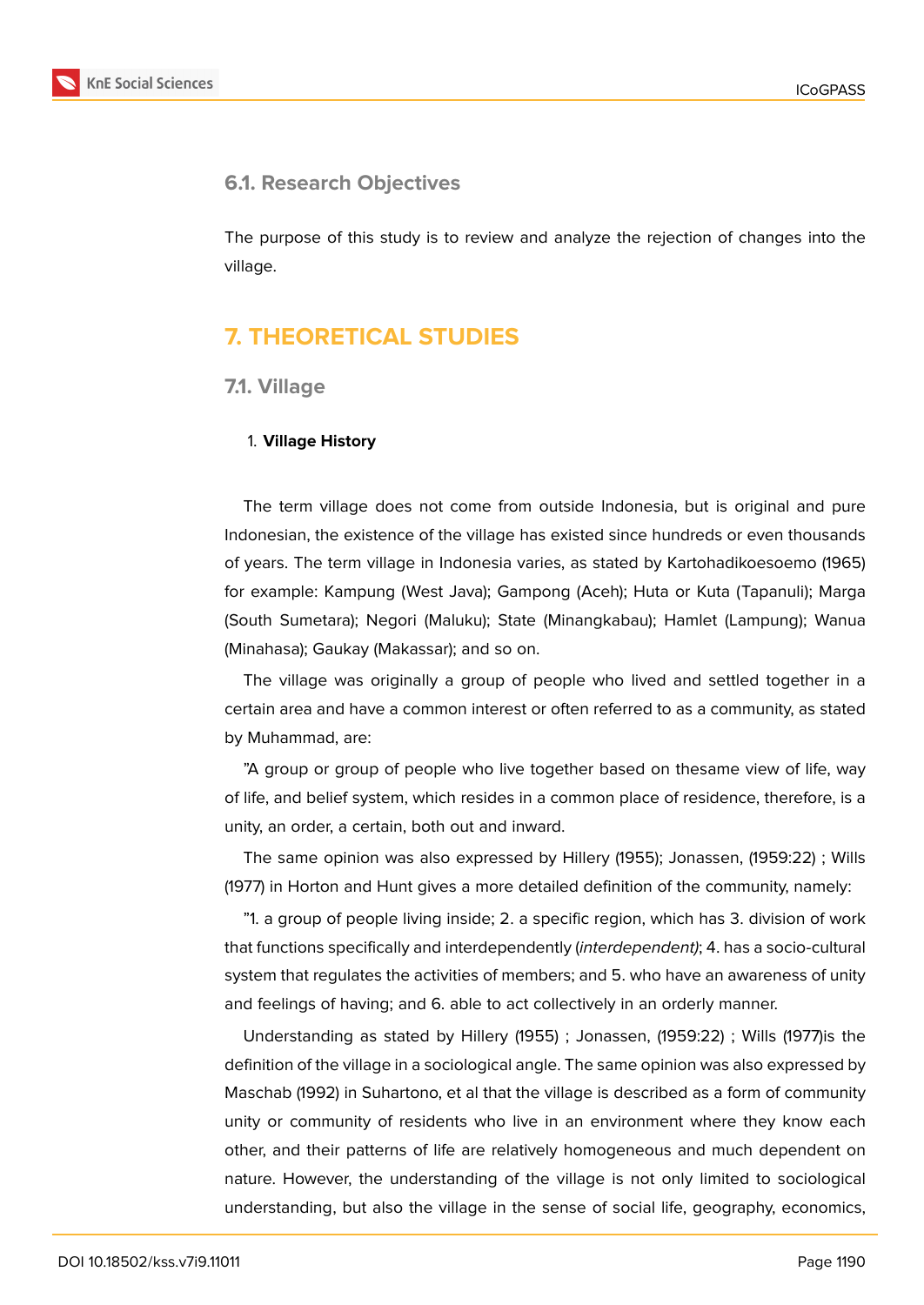### 6.1. Research Objectives

The purpose of this study is to review and analyze the rejection of changes into the village.

## 7. THEORETICAL STUDIES

### 7.1. Village

1. **Village History**

The term village does not come from outside Indonesia, but is original and pure Indonesian, the existence of the village has existed since hundreds or even thousands of years. The term village in Indonesia varies, as stated by Kartohadikoesoemo (1965) for example: Kampung (West Java); Gampong (Aceh); Huta or Kuta (Tapanuli); Marga (South Sumetara); Negori (Maluku); State (Minangkabau); Hamlet (Lampung); Wanua (Minahasa); Gaukay (Makassar); and so on.

The village was originally a group of people who lived and settled together in a certain area and have a common interest or often referred to as a community, as stated by Muhammad, are:

"A group or group of people who live together based on thesame view of life, way of life, and belief system, which resides in a common place of residence, therefore, is a unity, an order, a certain, both out and inward.

The same opinion was also expressed by Hillery (1955); Jonassen, (1959:22) ; Wills (1977) in Horton and Hunt gives a more detailed definition of the community, namely:

"1. a group of people living inside; 2. a specific region, which has 3. division of work that functions specifically and interdependently (*interdependent)*; 4. has a socio-cultural system that regulates the activities of members; and 5. who have an awareness of unity and feelings of having; and 6. able to act collectively in an orderly manner.

Understanding as stated by Hillery (1955) ; Jonassen, (1959:22) ; Wills (1977)is the definition of the village in a sociological angle. The same opinion was also expressed by Maschab (1992) in Suhartono, et al that the village is described as a form of community unity or community of residents who live in an environment where they know each other, and their patterns of life are relatively homogeneous and much dependent on nature. However, the understanding of the village is not only limited to sociological understanding, but also the village in the sense of social life, geography, economics,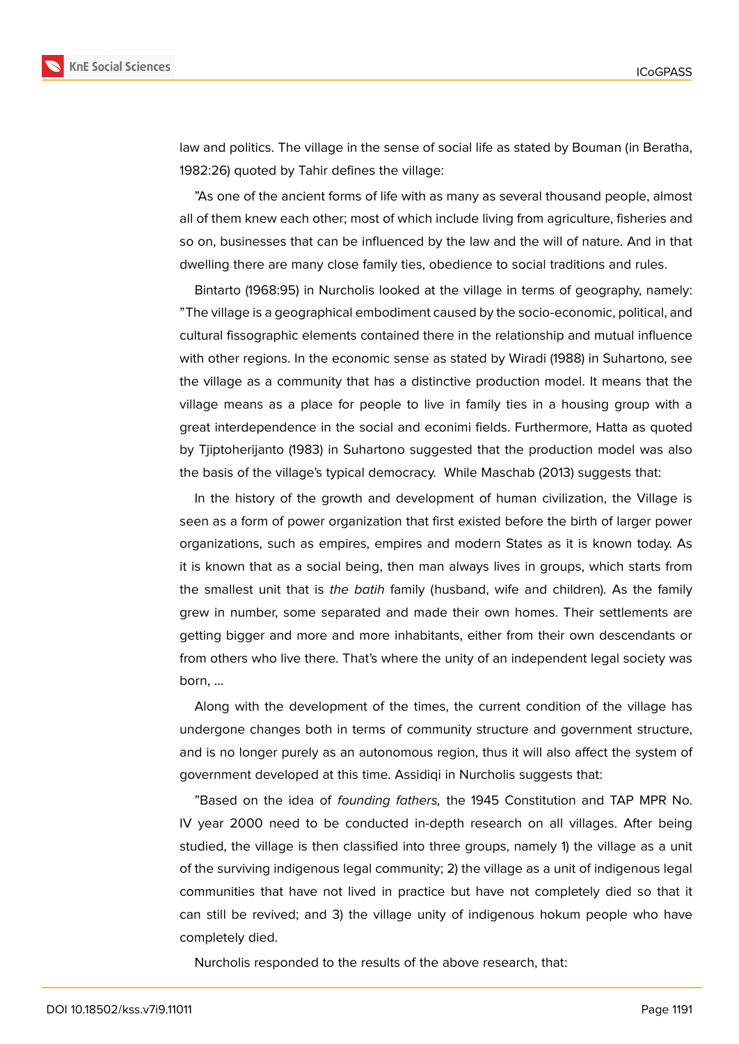law and politics. The village in the sense of social life as stated by Bouman (in Beratha, 1982:26) quoted by Tahir defines the village:

"As one of the ancient forms of life with as many as several thousand people, almost all of them knew each other; most of which include living from agriculture, fisheries and so on, businesses that can be influenced by the law and the will of nature. And in that dwelling there are many close family ties, obedience to social traditions and rules.

Bintarto (1968:95) in Nurcholis looked at the village in terms of geography, namely: "The village is a geographical embodiment caused by the socio-economic, political, and cultural fissographic elements contained there in the relationship and mutual influence with other regions. In the economic sense as stated by Wiradi (1988) in Suhartono, see the village as a community that has a distinctive production model. It means that the village means as a place for people to live in family ties in a housing group with a great interdependence in the social and econimi fields. Furthermore, Hatta as quoted by Tjiptoherijanto (1983) in Suhartono suggested that the production model was also the basis of the village's typical democracy. While Maschab (2013) suggests that:

In the history of the growth and development of human civilization, the Village is seen as a form of power organization that first existed before the birth of larger power organizations, such as empires, empires and modern States as it is known today. As it is known that as a social being, then man always lives in groups, which starts from the smallest unit that is *the batih* family (husband, wife and children). As the family grew in number, some separated and made their own homes. Their settlements are getting bigger and more and more inhabitants, either from their own descendants or from others who live there. That's where the unity of an independent legal society was born, ...

Along with the development of the times, the current condition of the village has undergone changes both in terms of community structure and government structure, and is no longer purely as an autonomous region, thus it will also affect the system of government developed at this time. Assidiqi in Nurcholis suggests that:

"Based on the idea of *founding fathers,* the 1945 Constitution and TAP MPR No. IV year 2000 need to be conducted in-depth research on all villages. After being studied, the village is then classified into three groups, namely 1) the village as a unit of the surviving indigenous legal community; 2) the village as a unit of indigenous legal communities that have not lived in practice but have not completely died so that it can still be revived; and 3) the village unity of indigenous hokum people who have completely died.

Nurcholis responded to the results of the above research, that: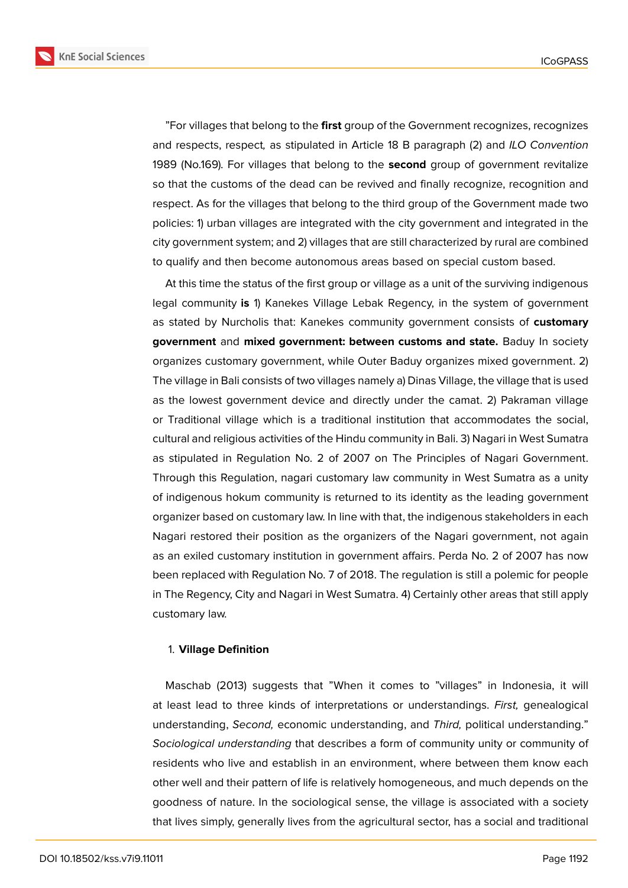”For villages that belong to the **first** group of the Government recognizes, recognizes and respects, respect, as stipulated in Article 18 B paragraph (2) and *ILO Convention* 1989 (No.169). For villages that belong to the **second** group of government revitalize so that the customs of the dead can be revived and finally recognize, recognition and respect. As for the villages that belong to the third group of the Government made two policies: 1) urban villages are integrated with the city government and integrated in the city government system; and 2) villages that are still characterized by rural are combined to qualify and then become autonomous areas based on special custom based.

At this time the status of the first group or village as a unit of the surviving indigenous legal community **is** 1) Kanekes Village Lebak Regency, in the system of government as stated by Nurcholis that: Kanekes community government consists of **customary government** and **mixed government: between customs and state.** Baduy In society organizes customary government, while Outer Baduy organizes mixed government. 2) The village in Bali consists of two villages namely a) Dinas Village, the village that is used as the lowest government device and directly under the camat. 2) Pakraman village or Traditional village which is a traditional institution that accommodates the social, cultural and religious activities of the Hindu community in Bali. 3) Nagari in West Sumatra as stipulated in Regulation No. 2 of 2007 on The Principles of Nagari Government. Through this Regulation, nagari customary law community in West Sumatra as a unity of indigenous hokum community is returned to its identity as the leading government organizer based on customary law. In line with that, the indigenous stakeholders in each Nagari restored their position as the organizers of the Nagari government, not again as an exiled customary institution in government affairs. Perda No. 2 of 2007 has now been replaced with Regulation No. 7 of 2018. The regulation is still a polemic for people in The Regency, City and Nagari in West Sumatra. 4) Certainly other areas that still apply customary law.

1. **Village Definition**

Maschab (2013) suggests that ”When it comes to ”villages” in Indonesia, it will at least lead to three kinds of interpretations or understandings. *First,* genealogical understanding, *Second,* economic understanding, and *Third,* political understanding.” *Sociological understanding* that describes a form of community unity or community of residents who live and establish in an environment, where between them know each other well and their pattern of life is relatively homogeneous, and much depends on the goodness of nature. In the sociological sense, the village is associated with a society that lives simply, generally lives from the agricultural sector, has a social and traditional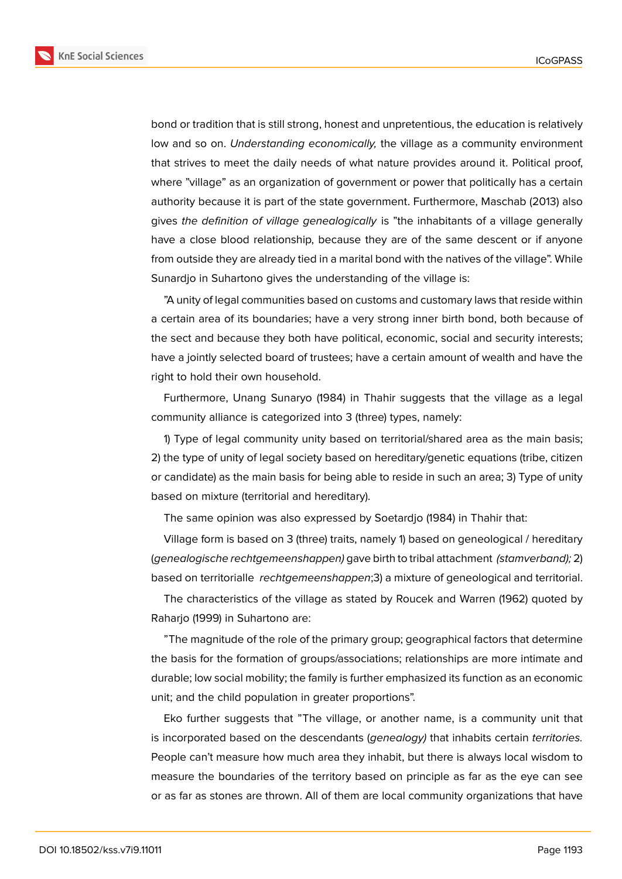bond or tradition that is still strong, honest and unpretentious, the education is relatively low and so on. *Understanding economically,* the village as a community environment that strives to meet the daily needs of what nature provides around it. Political proof, where "village" as an organization of government or power that politically has a certain authority because it is part of the state government. Furthermore, Maschab (2013) also gives *the definition of village genealogically* is "the inhabitants of a village generally have a close blood relationship, because they are of the same descent or if anyone from outside they are already tied in a marital bond with the natives of the village". While Sunardjo in Suhartono gives the understanding of the village is:

"A unity of legal communities based on customs and customary laws that reside within a certain area of its boundaries; have a very strong inner birth bond, both because of the sect and because they both have political, economic, social and security interests; have a jointly selected board of trustees; have a certain amount of wealth and have the right to hold their own household.

Furthermore, Unang Sunaryo (1984) in Thahir suggests that the village as a legal community alliance is categorized into 3 (three) types, namely:

1) Type of legal community unity based on territorial/shared area as the main basis; 2) the type of unity of legal society based on hereditary/genetic equations (tribe, citizen or candidate) as the main basis for being able to reside in such an area; 3) Type of unity based on mixture (territorial and hereditary).

The same opinion was also expressed by Soetardjo (1984) in Thahir that:

Village form is based on 3 (three) traits, namely 1) based on geneological / hereditary (*genealogische rechtgemeenshappen)* gave birth to tribal attachment *(stamverband);* 2) based on territorialle *rechtgemeenshappen*;3) a mixture of geneological and territorial.

The characteristics of the village as stated by Roucek and Warren (1962) quoted by Raharjo (1999) in Suhartono are:

"The magnitude of the role of the primary group; geographical factors that determine the basis for the formation of groups/associations; relationships are more intimate and durable; low social mobility; the family is further emphasized its function as an economic unit; and the child population in greater proportions".

Eko further suggests that "The village, or another name, is a community unit that is incorporated based on the descendants (*genealogy)* that inhabits certain *territories.* People can't measure how much area they inhabit, but there is always local wisdom to measure the boundaries of the territory based on principle as far as the eye can see or as far as stones are thrown. All of them are local community organizations that have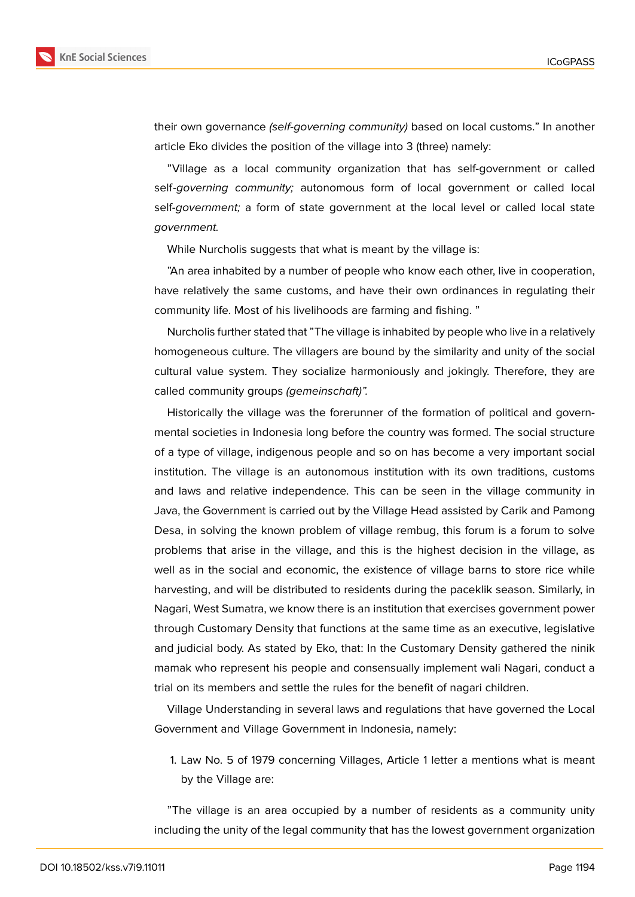their own governance *(self-governing community)* based on local customs." In another article Eko divides the position of the village into 3 (three) namely:

"Village as a local community organization that has self-government or called self-*governing community;* autonomous form of local government or called local self-*government;* a form of state government at the local level or called local state *government.*

While Nurcholis suggests that what is meant by the village is:

"An area inhabited by a number of people who know each other, live in cooperation, have relatively the same customs, and have their own ordinances in regulating their community life. Most of his livelihoods are farming and fishing. "

Nurcholis further stated that "The village is inhabited by people who live in a relatively homogeneous culture. The villagers are bound by the similarity and unity of the social cultural value system. They socialize harmoniously and jokingly. Therefore, they are called community groups *(gemeinschaft)".*

Historically the village was the forerunner of the formation of political and governmental societies in Indonesia long before the country was formed. The social structure of a type of village, indigenous people and so on has become a very important social institution. The village is an autonomous institution with its own traditions, customs and laws and relative independence. This can be seen in the village community in Java, the Government is carried out by the Village Head assisted by Carik and Pamong Desa, in solving the known problem of village rembug, this forum is a forum to solve problems that arise in the village, and this is the highest decision in the village, as well as in the social and economic, the existence of village barns to store rice while harvesting, and will be distributed to residents during the paceklik season. Similarly, in Nagari, West Sumatra, we know there is an institution that exercises government power through Customary Density that functions at the same time as an executive, legislative and judicial body. As stated by Eko, that: In the Customary Density gathered the ninik mamak who represent his people and consensually implement wali Nagari, conduct a trial on its members and settle the rules for the benefit of nagari children.

Village Understanding in several laws and regulations that have governed the Local Government and Village Government in Indonesia, namely:

1. Law No. 5 of 1979 concerning Villages, Article 1 letter a mentions what is meant by the Village are:

"The village is an area occupied by a number of residents as a community unity including the unity of the legal community that has the lowest government organization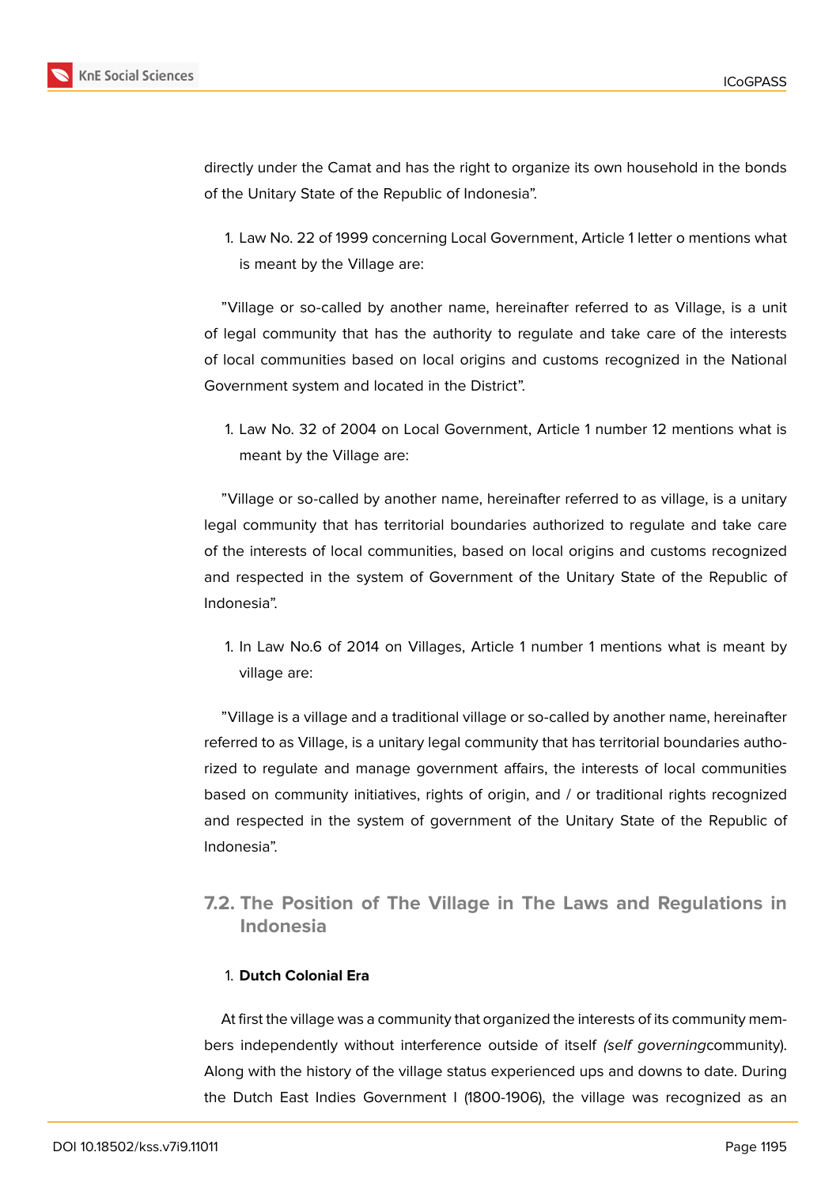directly under the Camat and has the right to organize its own household in the bonds of the Unitary State of the Republic of Indonesia".

1. Law No. 22 of 1999 concerning Local Government, Article 1 letter o mentions what is meant by the Village are:

"Village or so-called by another name, hereinafter referred to as Village, is a unit of legal community that has the authority to regulate and take care of the interests of local communities based on local origins and customs recognized in the National Government system and located in the District".

1. Law No. 32 of 2004 on Local Government, Article 1 number 12 mentions what is meant by the Village are:

"Village or so-called by another name, hereinafter referred to as village, is a unitary legal community that has territorial boundaries authorized to regulate and take care of the interests of local communities, based on local origins and customs recognized and respected in the system of Government of the Unitary State of the Republic of Indonesia".

1. In Law No.6 of 2014 on Villages, Article 1 number 1 mentions what is meant by village are:

"Village is a village and a traditional village or so-called by another name, hereinafter referred to as Village, is a unitary legal community that has territorial boundaries authorized to regulate and manage government affairs, the interests of local communities based on community initiatives, rights of origin, and / or traditional rights recognized and respected in the system of government of the Unitary State of the Republic of Indonesia".

### 7.2. The Position of The Village in The Laws and Regulations in Indonesia

1. **Dutch Colonial Era**

At first the village was a community that organized the interests of its community members independently without interference outside of itself *(self governing* community). Along with the history of the village status experienced ups and downs to date. During the Dutch East Indies Government I (1800-1906), the village was recognized as an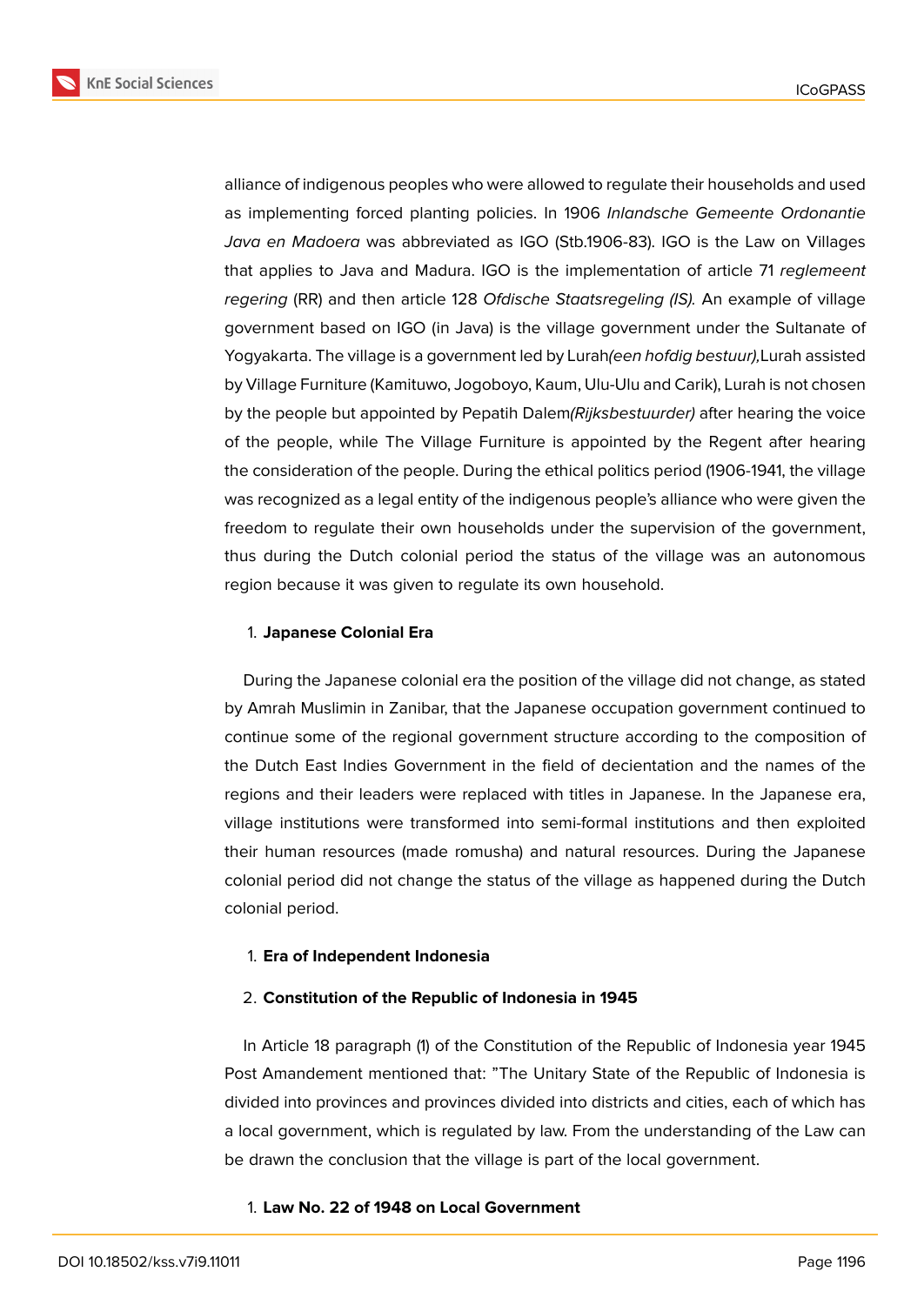alliance of indigenous peoples who were allowed to regulate their households and used as implementing forced planting policies. In 1906 *Inlandsche Gemeente Ordonantie Java en Madoera* was abbreviated as IGO (Stb.1906-83). IGO is the Law on Villages that applies to Java and Madura. IGO is the implementation of article 71 *reglemeent regering* (RR) and then article 128 *Ofdische Staatsregeling (IS).* An example of village government based on IGO (in Java) is the village government under the Sultanate of Yogyakarta. The village is a government led by Lurah*(een hofdig bestuur),*Lurah assisted by Village Furniture (Kamituwo, Jogoboyo, Kaum, Ulu-Ulu and Carik), Lurah is not chosen by the people but appointed by Pepatih Dalem*(Rijksbestuurder)* after hearing the voice of the people, while The Village Furniture is appointed by the Regent after hearing the consideration of the people. During the ethical politics period (1906-1941, the village was recognized as a legal entity of the indigenous people's alliance who were given the freedom to regulate their own households under the supervision of the government, thus during the Dutch colonial period the status of the village was an autonomous region because it was given to regulate its own household.

1. **Japanese Colonial Era**

During the Japanese colonial era the position of the village did not change, as stated by Amrah Muslimin in Zanibar, that the Japanese occupation government continued to continue some of the regional government structure according to the composition of the Dutch East Indies Government in the field of decientation and the names of the regions and their leaders were replaced with titles in Japanese. In the Japanese era, village institutions were transformed into semi-formal institutions and then exploited their human resources (made romusha) and natural resources. During the Japanese colonial period did not change the status of the village as happened during the Dutch colonial period.

1. **Era of Independent Indonesia**
2. **Constitution of the Republic of Indonesia in 1945**

In Article 18 paragraph (1) of the Constitution of the Republic of Indonesia year 1945 Post Amandement mentioned that: "The Unitary State of the Republic of Indonesia is divided into provinces and provinces divided into districts and cities, each of which has a local government, which is regulated by law. From the understanding of the Law can be drawn the conclusion that the village is part of the local government.

1. **Law No. 22 of 1948 on Local Government**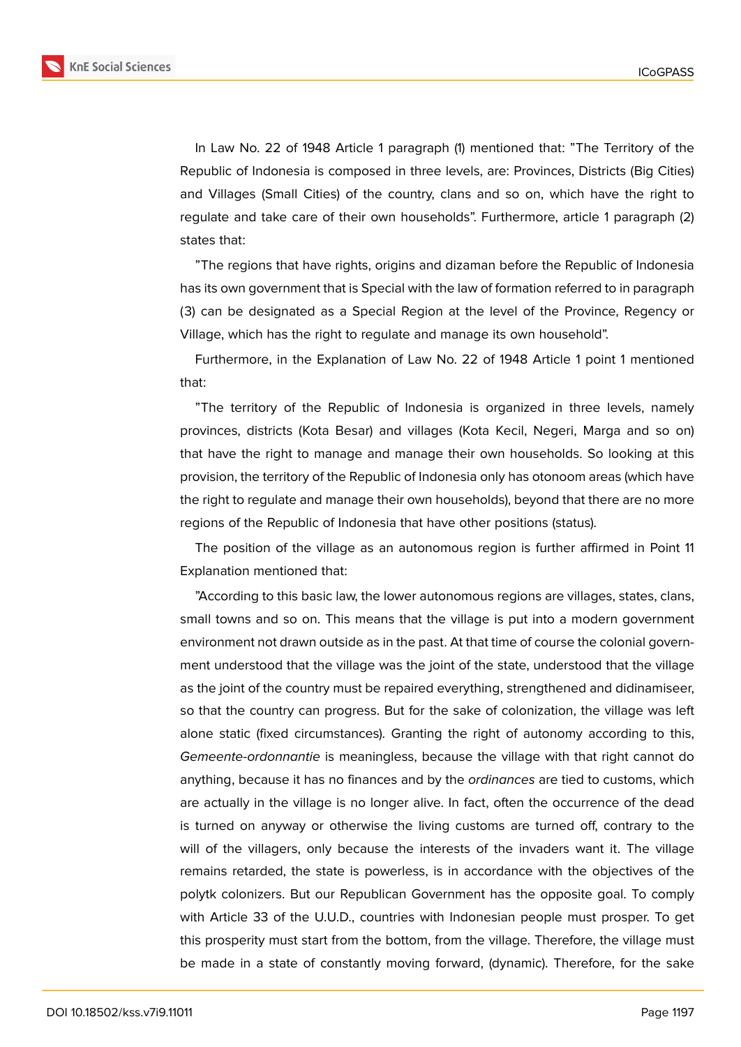In Law No. 22 of 1948 Article 1 paragraph (1) mentioned that: "The Territory of the Republic of Indonesia is composed in three levels, are: Provinces, Districts (Big Cities) and Villages (Small Cities) of the country, clans and so on, which have the right to regulate and take care of their own households". Furthermore, article 1 paragraph (2) states that:

"The regions that have rights, origins and dizaman before the Republic of Indonesia has its own government that is Special with the law of formation referred to in paragraph (3) can be designated as a Special Region at the level of the Province, Regency or Village, which has the right to regulate and manage its own household".

Furthermore, in the Explanation of Law No. 22 of 1948 Article 1 point 1 mentioned that:

"The territory of the Republic of Indonesia is organized in three levels, namely provinces, districts (Kota Besar) and villages (Kota Kecil, Negeri, Marga and so on) that have the right to manage and manage their own households. So looking at this provision, the territory of the Republic of Indonesia only has otonoom areas (which have the right to regulate and manage their own households), beyond that there are no more regions of the Republic of Indonesia that have other positions (status).

The position of the village as an autonomous region is further affirmed in Point 11 Explanation mentioned that:

"According to this basic law, the lower autonomous regions are villages, states, clans, small towns and so on. This means that the village is put into a modern government environment not drawn outside as in the past. At that time of course the colonial government understood that the village was the joint of the state, understood that the village as the joint of the country must be repaired everything, strengthened and didinamiseer, so that the country can progress. But for the sake of colonization, the village was left alone static (fixed circumstances). Granting the right of autonomy according to this, *Gemeente-ordonnantie* is meaningless, because the village with that right cannot do anything, because it has no finances and by the *ordinances* are tied to customs, which are actually in the village is no longer alive. In fact, often the occurrence of the dead is turned on anyway or otherwise the living customs are turned off, contrary to the will of the villagers, only because the interests of the invaders want it. The village remains retarded, the state is powerless, is in accordance with the objectives of the polytk colonizers. But our Republican Government has the opposite goal. To comply with Article 33 of the U.U.D., countries with Indonesian people must prosper. To get this prosperity must start from the bottom, from the village. Therefore, the village must be made in a state of constantly moving forward, (dynamic). Therefore, for the sake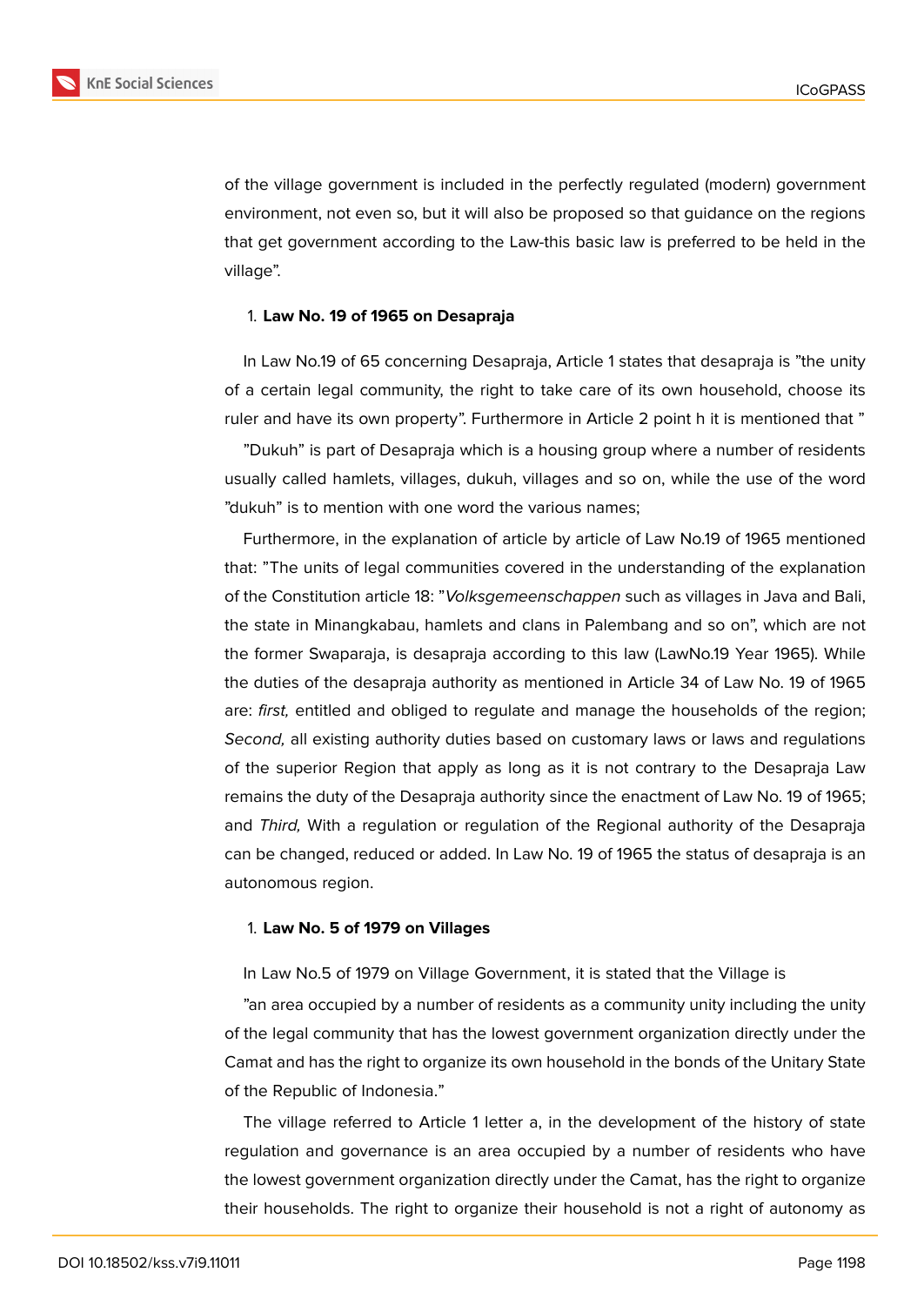of the village government is included in the perfectly regulated (modern) government environment, not even so, but it will also be proposed so that guidance on the regions that get government according to the Law-this basic law is preferred to be held in the village".

1. **Law No. 19 of 1965 on Desapraja**

In Law No.19 of 65 concerning Desapraja, Article 1 states that desapraja is "the unity of a certain legal community, the right to take care of its own household, choose its ruler and have its own property". Furthermore in Article 2 point h it is mentioned that "

"Dukuh" is part of Desapraja which is a housing group where a number of residents usually called hamlets, villages, dukuh, villages and so on, while the use of the word "dukuh" is to mention with one word the various names;

Furthermore, in the explanation of article by article of Law No.19 of 1965 mentioned that: "The units of legal communities covered in the understanding of the explanation of the Constitution article 18: "*Volksgemeenschappen* such as villages in Java and Bali, the state in Minangkabau, hamlets and clans in Palembang and so on", which are not the former Swaparaja, is desapraja according to this law (LawNo.19 Year 1965). While the duties of the desapraja authority as mentioned in Article 34 of Law No. 19 of 1965 are: *first,* entitled and obliged to regulate and manage the households of the region; *Second,* all existing authority duties based on customary laws or laws and regulations of the superior Region that apply as long as it is not contrary to the Desapraja Law remains the duty of the Desapraja authority since the enactment of Law No. 19 of 1965; and *Third,* With a regulation or regulation of the Regional authority of the Desapraja can be changed, reduced or added. In Law No. 19 of 1965 the status of desapraja is an autonomous region.

1. **Law No. 5 of 1979 on Villages**

In Law No.5 of 1979 on Village Government, it is stated that the Village is

"an area occupied by a number of residents as a community unity including the unity of the legal community that has the lowest government organization directly under the Camat and has the right to organize its own household in the bonds of the Unitary State of the Republic of Indonesia."

The village referred to Article 1 letter a, in the development of the history of state regulation and governance is an area occupied by a number of residents who have the lowest government organization directly under the Camat, has the right to organize their households. The right to organize their household is not a right of autonomy as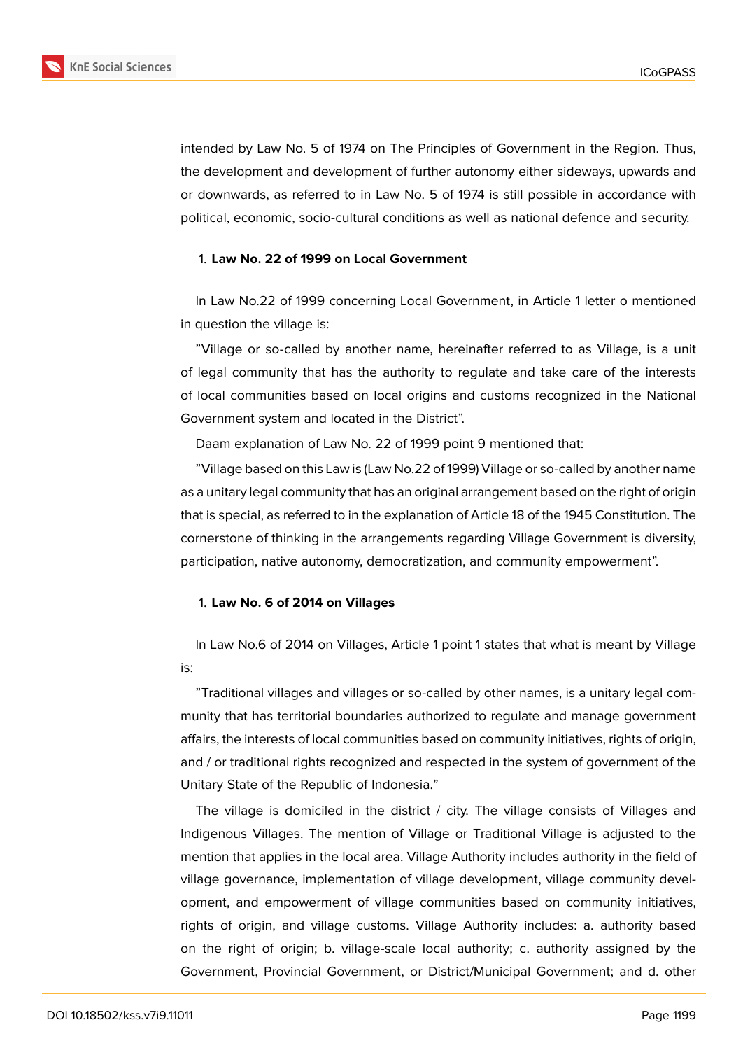intended by Law No. 5 of 1974 on The Principles of Government in the Region. Thus, the development and development of further autonomy either sideways, upwards and or downwards, as referred to in Law No. 5 of 1974 is still possible in accordance with political, economic, socio-cultural conditions as well as national defence and security.

1. **Law No. 22 of 1999 on Local Government**

In Law No.22 of 1999 concerning Local Government, in Article 1 letter o mentioned in question the village is:

"Village or so-called by another name, hereinafter referred to as Village, is a unit of legal community that has the authority to regulate and take care of the interests of local communities based on local origins and customs recognized in the National Government system and located in the District".

Daam explanation of Law No. 22 of 1999 point 9 mentioned that:

"Village based on this Law is (Law No.22 of 1999) Village or so-called by another name as a unitary legal community that has an original arrangement based on the right of origin that is special, as referred to in the explanation of Article 18 of the 1945 Constitution. The cornerstone of thinking in the arrangements regarding Village Government is diversity, participation, native autonomy, democratization, and community empowerment".

1. **Law No. 6 of 2014 on Villages**

In Law No.6 of 2014 on Villages, Article 1 point 1 states that what is meant by Village is:

"Traditional villages and villages or so-called by other names, is a unitary legal community that has territorial boundaries authorized to regulate and manage government affairs, the interests of local communities based on community initiatives, rights of origin, and / or traditional rights recognized and respected in the system of government of the Unitary State of the Republic of Indonesia."

The village is domiciled in the district / city. The village consists of Villages and Indigenous Villages. The mention of Village or Traditional Village is adjusted to the mention that applies in the local area. Village Authority includes authority in the field of village governance, implementation of village development, village community development, and empowerment of village communities based on community initiatives, rights of origin, and village customs. Village Authority includes: a. authority based on the right of origin; b. village-scale local authority; c. authority assigned by the Government, Provincial Government, or District/Municipal Government; and d. other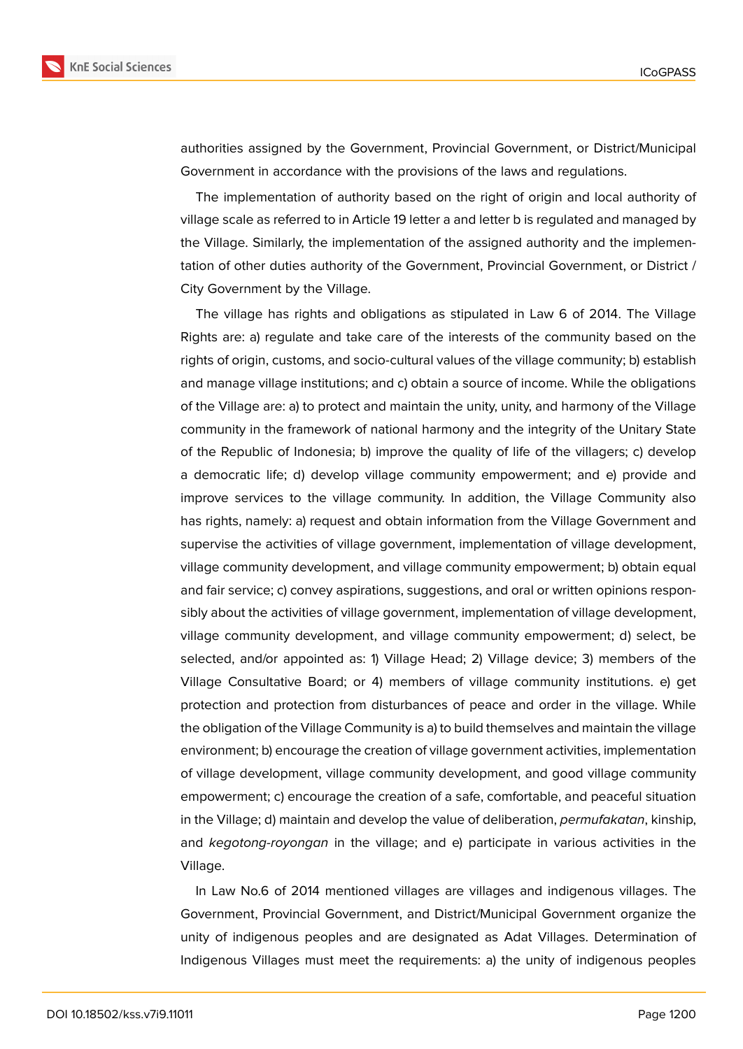authorities assigned by the Government, Provincial Government, or District/Municipal Government in accordance with the provisions of the laws and regulations.

The implementation of authority based on the right of origin and local authority of village scale as referred to in Article 19 letter a and letter b is regulated and managed by the Village. Similarly, the implementation of the assigned authority and the implementation of other duties authority of the Government, Provincial Government, or District / City Government by the Village.

The village has rights and obligations as stipulated in Law 6 of 2014. The Village Rights are: a) regulate and take care of the interests of the community based on the rights of origin, customs, and socio-cultural values of the village community; b) establish and manage village institutions; and c) obtain a source of income. While the obligations of the Village are: a) to protect and maintain the unity, unity, and harmony of the Village community in the framework of national harmony and the integrity of the Unitary State of the Republic of Indonesia; b) improve the quality of life of the villagers; c) develop a democratic life; d) develop village community empowerment; and e) provide and improve services to the village community. In addition, the Village Community also has rights, namely: a) request and obtain information from the Village Government and supervise the activities of village government, implementation of village development, village community development, and village community empowerment; b) obtain equal and fair service; c) convey aspirations, suggestions, and oral or written opinions responsibly about the activities of village government, implementation of village development, village community development, and village community empowerment; d) select, be selected, and/or appointed as: 1) Village Head; 2) Village device; 3) members of the Village Consultative Board; or 4) members of village community institutions. e) get protection and protection from disturbances of peace and order in the village. While the obligation of the Village Community is a) to build themselves and maintain the village environment; b) encourage the creation of village government activities, implementation of village development, village community development, and good village community empowerment; c) encourage the creation of a safe, comfortable, and peaceful situation in the Village; d) maintain and develop the value of deliberation, *permufakatan*, kinship, and *kegotong-royongan* in the village; and e) participate in various activities in the Village.

In Law No.6 of 2014 mentioned villages are villages and indigenous villages. The Government, Provincial Government, and District/Municipal Government organize the unity of indigenous peoples and are designated as Adat Villages. Determination of Indigenous Villages must meet the requirements: a) the unity of indigenous peoples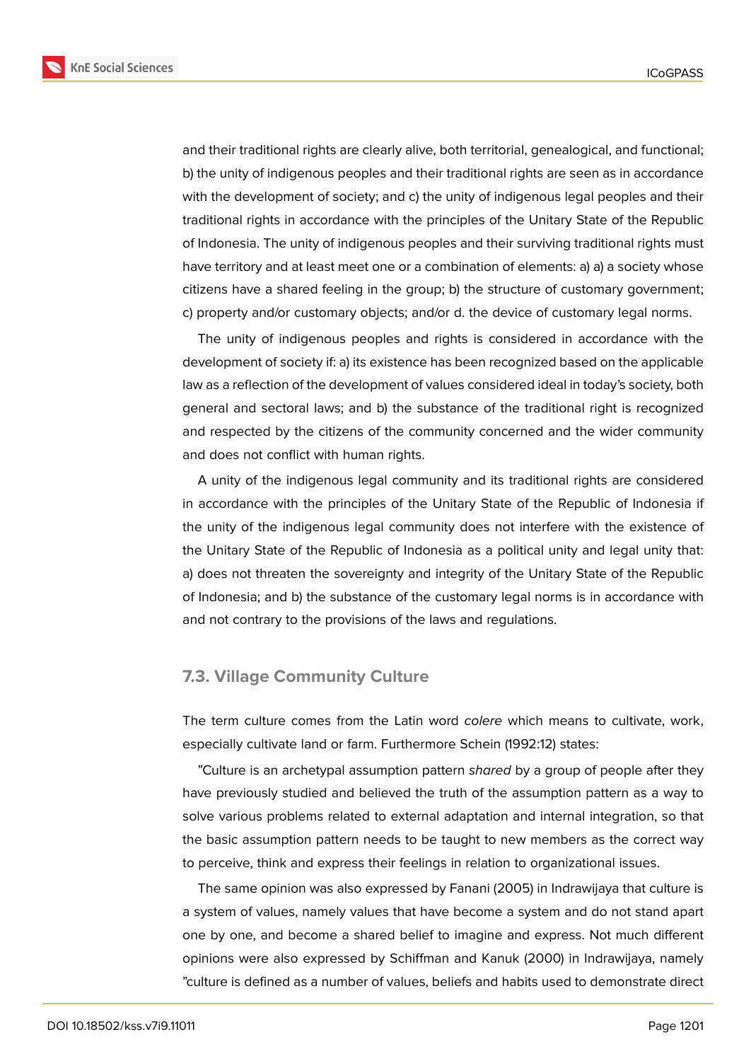and their traditional rights are clearly alive, both territorial, genealogical, and functional; b) the unity of indigenous peoples and their traditional rights are seen as in accordance with the development of society; and c) the unity of indigenous legal peoples and their traditional rights in accordance with the principles of the Unitary State of the Republic of Indonesia. The unity of indigenous peoples and their surviving traditional rights must have territory and at least meet one or a combination of elements: a) a) a society whose citizens have a shared feeling in the group; b) the structure of customary government; c) property and/or customary objects; and/or d. the device of customary legal norms.

The unity of indigenous peoples and rights is considered in accordance with the development of society if: a) its existence has been recognized based on the applicable law as a reflection of the development of values considered ideal in today's society, both general and sectoral laws; and b) the substance of the traditional right is recognized and respected by the citizens of the community concerned and the wider community and does not conflict with human rights.

A unity of the indigenous legal community and its traditional rights are considered in accordance with the principles of the Unitary State of the Republic of Indonesia if the unity of the indigenous legal community does not interfere with the existence of the Unitary State of the Republic of Indonesia as a political unity and legal unity that: a) does not threaten the sovereignty and integrity of the Unitary State of the Republic of Indonesia; and b) the substance of the customary legal norms is in accordance with and not contrary to the provisions of the laws and regulations.

### 7.3. Village Community Culture

The term culture comes from the Latin word *colere* which means to cultivate, work, especially cultivate land or farm. Furthermore Schein (1992:12) states:

"Culture is an archetypal assumption pattern *shared* by a group of people after they have previously studied and believed the truth of the assumption pattern as a way to solve various problems related to external adaptation and internal integration, so that the basic assumption pattern needs to be taught to new members as the correct way to perceive, think and express their feelings in relation to organizational issues.

The same opinion was also expressed by Fanani (2005) in Indrawijaya that culture is a system of values, namely values that have become a system and do not stand apart one by one, and become a shared belief to imagine and express. Not much different opinions were also expressed by Schiffman and Kanuk (2000) in Indrawijaya, namely "culture is defined as a number of values, beliefs and habits used to demonstrate direct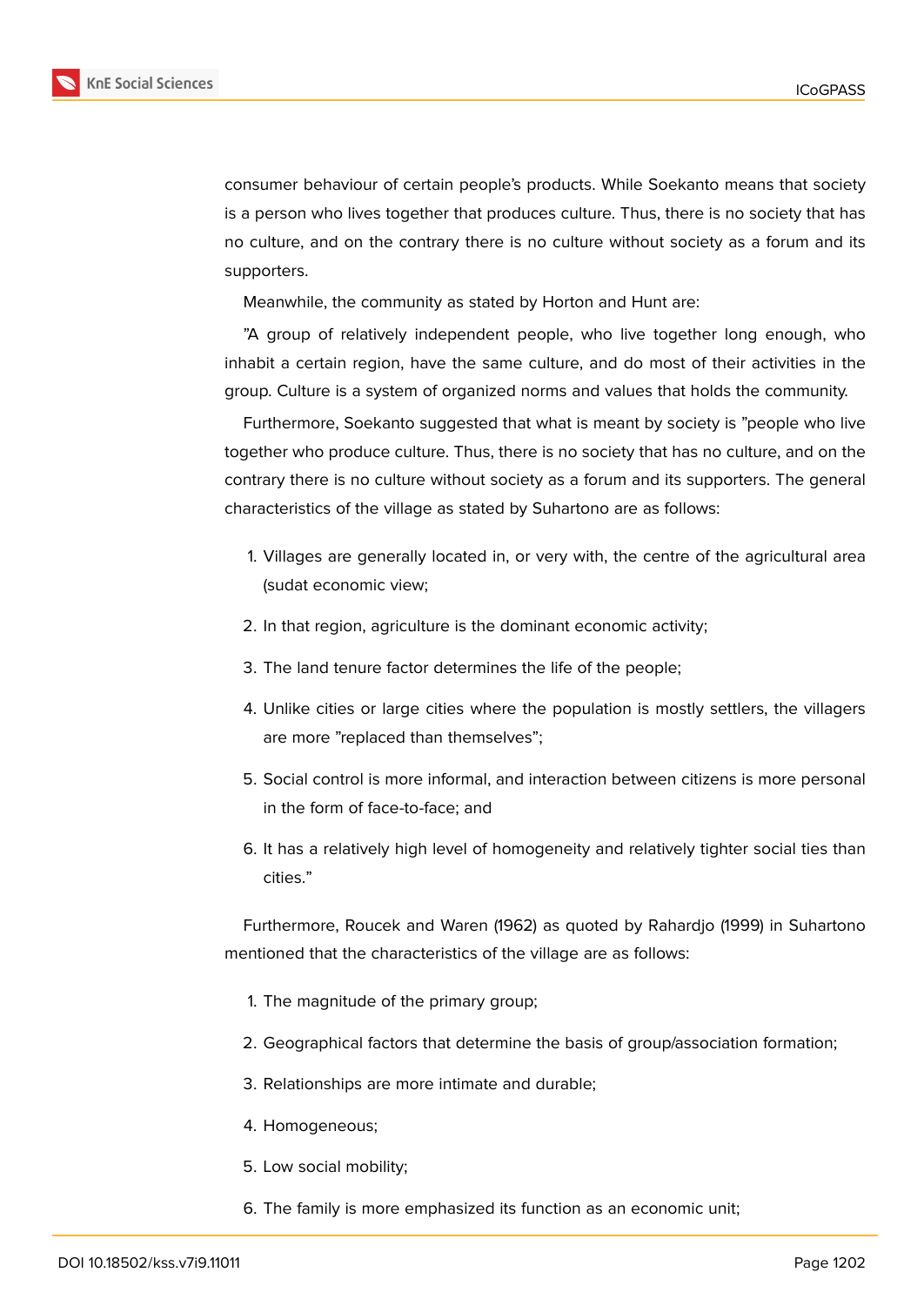consumer behaviour of certain people's products. While Soekanto means that society is a person who lives together that produces culture. Thus, there is no society that has no culture, and on the contrary there is no culture without society as a forum and its supporters.

Meanwhile, the community as stated by Horton and Hunt are:

"A group of relatively independent people, who live together long enough, who inhabit a certain region, have the same culture, and do most of their activities in the group. Culture is a system of organized norms and values that holds the community.

Furthermore, Soekanto suggested that what is meant by society is "people who live together who produce culture. Thus, there is no society that has no culture, and on the contrary there is no culture without society as a forum and its supporters. The general characteristics of the village as stated by Suhartono are as follows:

1. Villages are generally located in, or very with, the centre of the agricultural area (sudat economic view;
2. In that region, agriculture is the dominant economic activity;
3. The land tenure factor determines the life of the people;
4. Unlike cities or large cities where the population is mostly settlers, the villagers are more "replaced than themselves";
5. Social control is more informal, and interaction between citizens is more personal in the form of face-to-face; and
6. It has a relatively high level of homogeneity and relatively tighter social ties than cities."

Furthermore, Roucek and Waren (1962) as quoted by Rahardjo (1999) in Suhartono mentioned that the characteristics of the village are as follows:

1. The magnitude of the primary group;
2. Geographical factors that determine the basis of group/association formation;
3. Relationships are more intimate and durable;
4. Homogeneous;
5. Low social mobility;
6. The family is more emphasized its function as an economic unit;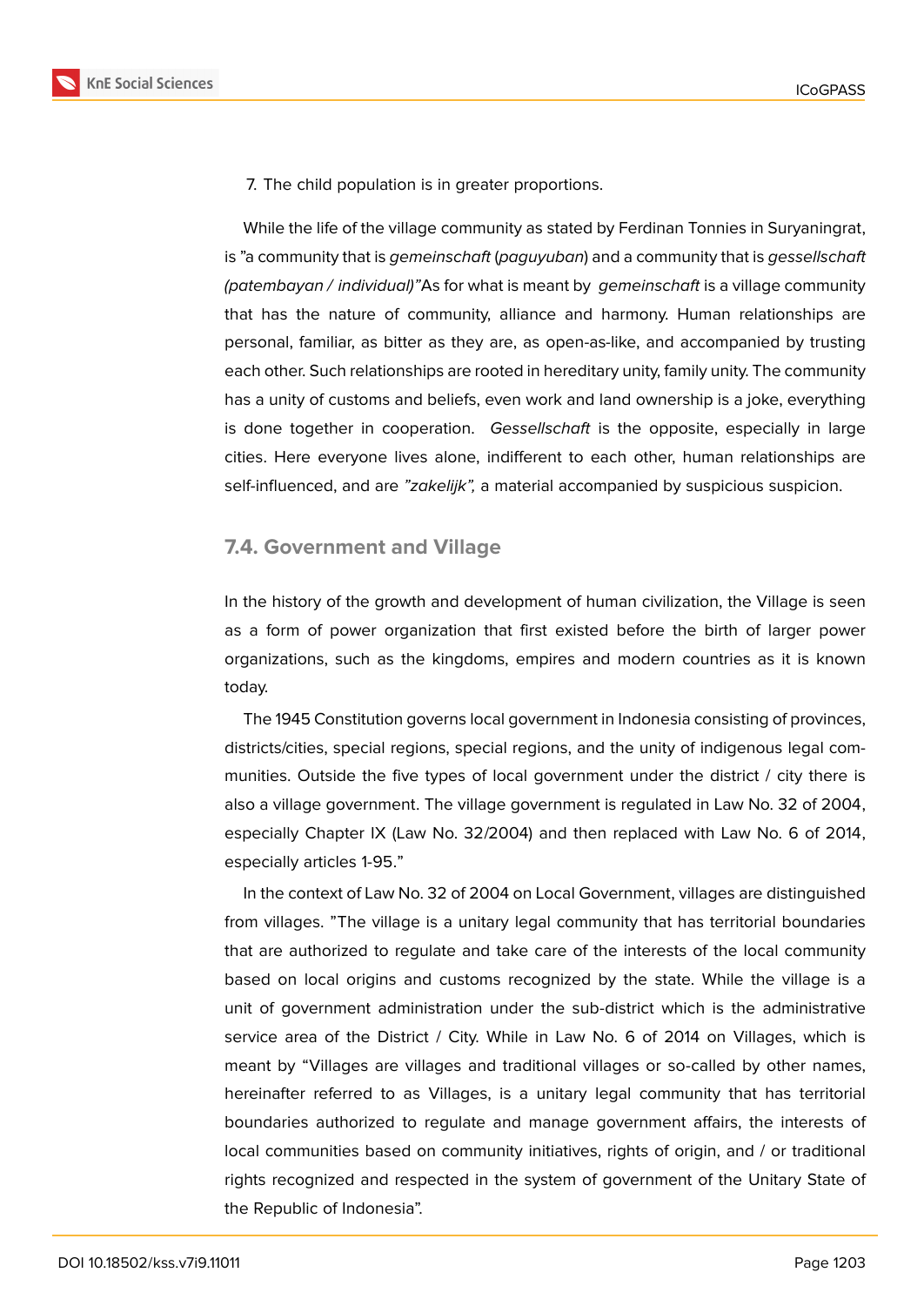7. The child population is in greater proportions.

While the life of the village community as stated by Ferdinan Tonnies in Suryaningrat, is "a community that is *gemeinschaft* (*paguyuban*) and a community that is *gessellschaft (patembayan / individual)"* As for what is meant by *gemeinschaft* is a village community that has the nature of community, alliance and harmony. Human relationships are personal, familiar, as bitter as they are, as open-as-like, and accompanied by trusting each other. Such relationships are rooted in hereditary unity, family unity. The community has a unity of customs and beliefs, even work and land ownership is a joke, everything is done together in cooperation. *Gessellschaft* is the opposite, especially in large cities. Here everyone lives alone, indifferent to each other, human relationships are self-influenced, and are *"zakelijk",* a material accompanied by suspicious suspicion.

### 7.4. Government and Village

In the history of the growth and development of human civilization, the Village is seen as a form of power organization that first existed before the birth of larger power organizations, such as the kingdoms, empires and modern countries as it is known today.

The 1945 Constitution governs local government in Indonesia consisting of provinces, districts/cities, special regions, special regions, and the unity of indigenous legal communities. Outside the five types of local government under the district / city there is also a village government. The village government is regulated in Law No. 32 of 2004, especially Chapter IX (Law No. 32/2004) and then replaced with Law No. 6 of 2014, especially articles 1-95."

In the context of Law No. 32 of 2004 on Local Government, villages are distinguished from villages. "The village is a unitary legal community that has territorial boundaries that are authorized to regulate and take care of the interests of the local community based on local origins and customs recognized by the state. While the village is a unit of government administration under the sub-district which is the administrative service area of the District / City. While in Law No. 6 of 2014 on Villages, which is meant by "Villages are villages and traditional villages or so-called by other names, hereinafter referred to as Villages, is a unitary legal community that has territorial boundaries authorized to regulate and manage government affairs, the interests of local communities based on community initiatives, rights of origin, and / or traditional rights recognized and respected in the system of government of the Unitary State of the Republic of Indonesia".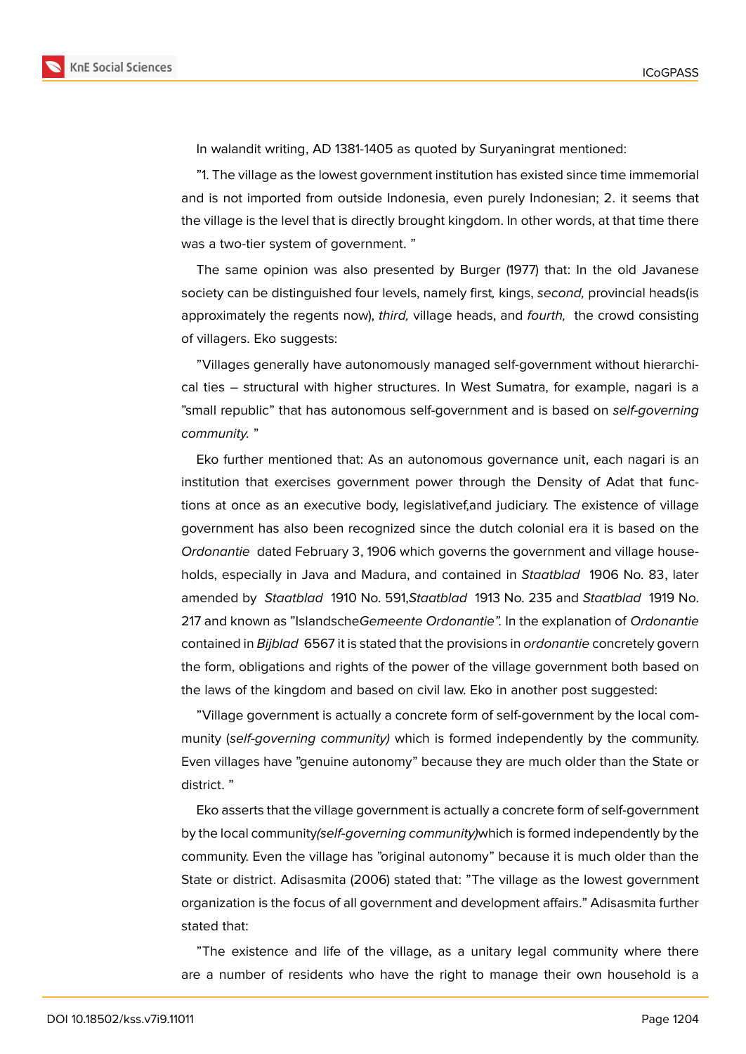In walandit writing, AD 1381-1405 as quoted by Suryaningrat mentioned:

"1. The village as the lowest government institution has existed since time immemorial and is not imported from outside Indonesia, even purely Indonesian; 2. it seems that the village is the level that is directly brought kingdom. In other words, at that time there was a two-tier system of government. "

The same opinion was also presented by Burger (1977) that: In the old Javanese society can be distinguished four levels, namely first*,* kings, *second,* provincial heads(is approximately the regents now), *third,* village heads, and *fourth,* the crowd consisting of villagers. Eko suggests:

"Villages generally have autonomously managed self-government without hierarchical ties – structural with higher structures. In West Sumatra, for example, nagari is a "small republic" that has autonomous self-government and is based on *self-governing community.* "

Eko further mentioned that: As an autonomous governance unit, each nagari is an institution that exercises government power through the Density of Adat that functions at once as an executive body, legislativef,and judiciary. The existence of village government has also been recognized since the dutch colonial era it is based on the *Ordonantie* dated February 3, 1906 which governs the government and village households, especially in Java and Madura, and contained in *Staatblad* 1906 No. 83, later amended by *Staatblad* 1910 No. 591,*Staatblad* 1913 No. 235 and *Staatblad* 1919 No. 217 and known as "IslandscheGemeente Ordonantie"*.* In the explanation of *Ordonantie* contained in *Bijblad* 6567 it is stated that the provisions in *ordonantie* concretely govern the form, obligations and rights of the power of the village government both based on the laws of the kingdom and based on civil law. Eko in another post suggested:

"Village government is actually a concrete form of self-government by the local community (*self-governing community)* which is formed independently by the community. Even villages have "genuine autonomy" because they are much older than the State or district. "

Eko asserts that the village government is actually a concrete form of self-government by the local community*(self-governing community)*which is formed independently by the community. Even the village has "original autonomy" because it is much older than the State or district. Adisasmita (2006) stated that: "The village as the lowest government organization is the focus of all government and development affairs." Adisasmita further stated that:

"The existence and life of the village, as a unitary legal community where there are a number of residents who have the right to manage their own household is a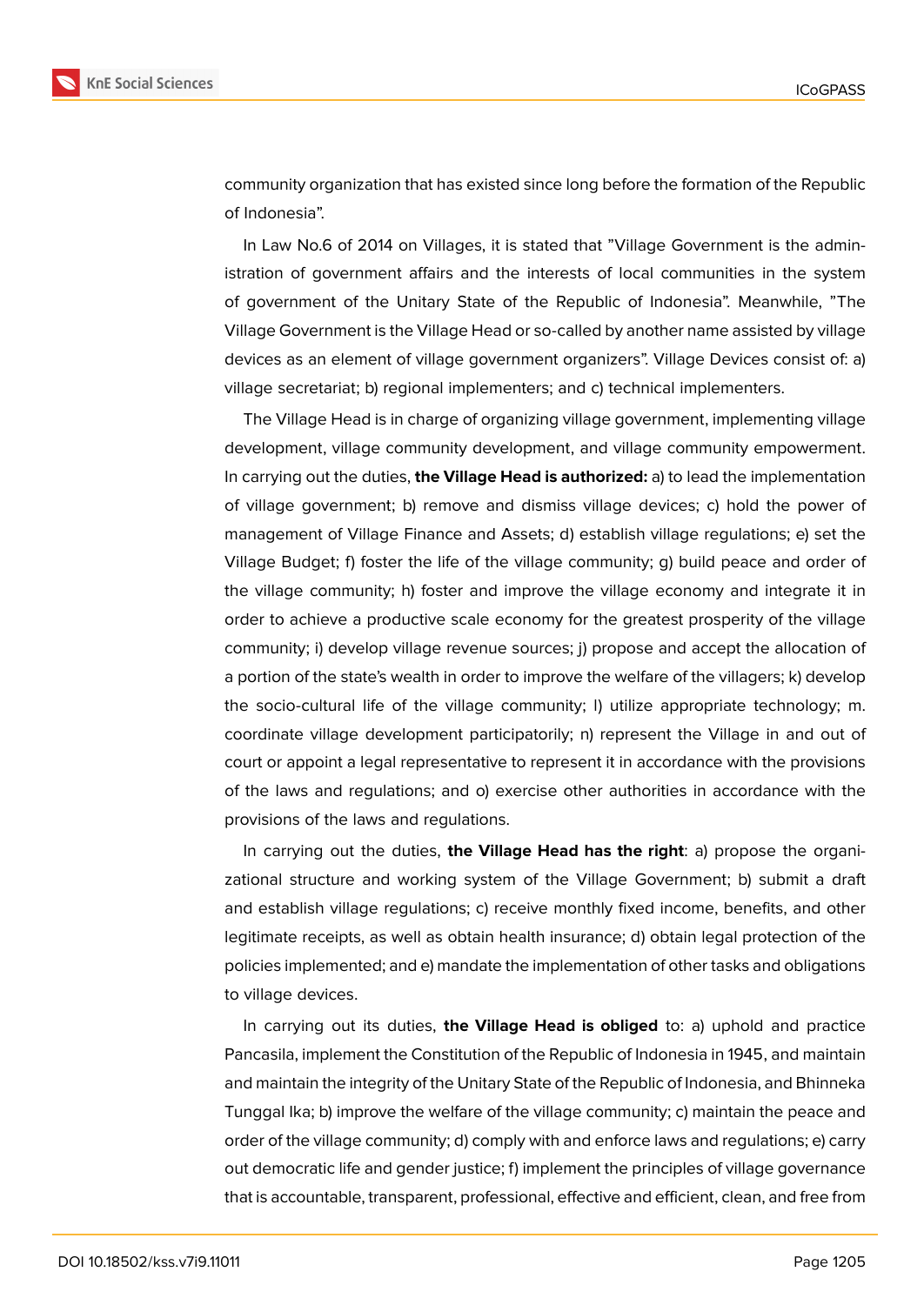community organization that has existed since long before the formation of the Republic of Indonesia".

In Law No.6 of 2014 on Villages, it is stated that "Village Government is the administration of government affairs and the interests of local communities in the system of government of the Unitary State of the Republic of Indonesia". Meanwhile, "The Village Government is the Village Head or so-called by another name assisted by village devices as an element of village government organizers". Village Devices consist of: a) village secretariat; b) regional implementers; and c) technical implementers.

The Village Head is in charge of organizing village government, implementing village development, village community development, and village community empowerment. In carrying out the duties, **the Village Head is authorized:** a) to lead the implementation of village government; b) remove and dismiss village devices; c) hold the power of management of Village Finance and Assets; d) establish village regulations; e) set the Village Budget; f) foster the life of the village community; g) build peace and order of the village community; h) foster and improve the village economy and integrate it in order to achieve a productive scale economy for the greatest prosperity of the village community; i) develop village revenue sources; j) propose and accept the allocation of a portion of the state's wealth in order to improve the welfare of the villagers; k) develop the socio-cultural life of the village community; l) utilize appropriate technology; m. coordinate village development participatorily; n) represent the Village in and out of court or appoint a legal representative to represent it in accordance with the provisions of the laws and regulations; and o) exercise other authorities in accordance with the provisions of the laws and regulations.

In carrying out the duties, **the Village Head has the right**: a) propose the organizational structure and working system of the Village Government; b) submit a draft and establish village regulations; c) receive monthly fixed income, benefits, and other legitimate receipts, as well as obtain health insurance; d) obtain legal protection of the policies implemented; and e) mandate the implementation of other tasks and obligations to village devices.

In carrying out its duties, **the Village Head is obliged** to: a) uphold and practice Pancasila, implement the Constitution of the Republic of Indonesia in 1945, and maintain and maintain the integrity of the Unitary State of the Republic of Indonesia, and Bhinneka Tunggal Ika; b) improve the welfare of the village community; c) maintain the peace and order of the village community; d) comply with and enforce laws and regulations; e) carry out democratic life and gender justice; f) implement the principles of village governance that is accountable, transparent, professional, effective and efficient, clean, and free from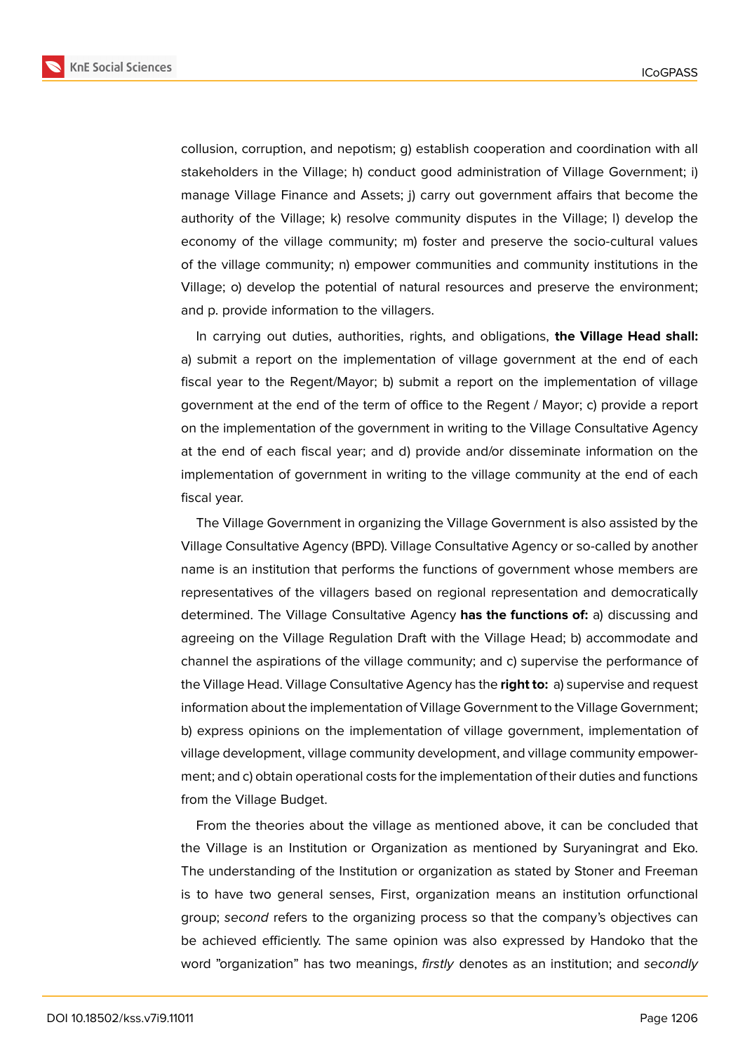collusion, corruption, and nepotism; g) establish cooperation and coordination with all stakeholders in the Village; h) conduct good administration of Village Government; i) manage Village Finance and Assets; j) carry out government affairs that become the authority of the Village; k) resolve community disputes in the Village; l) develop the economy of the village community; m) foster and preserve the socio-cultural values of the village community; n) empower communities and community institutions in the Village; o) develop the potential of natural resources and preserve the environment; and p. provide information to the villagers.

In carrying out duties, authorities, rights, and obligations, **the Village Head shall:** a) submit a report on the implementation of village government at the end of each fiscal year to the Regent/Mayor; b) submit a report on the implementation of village government at the end of the term of office to the Regent / Mayor; c) provide a report on the implementation of the government in writing to the Village Consultative Agency at the end of each fiscal year; and d) provide and/or disseminate information on the implementation of government in writing to the village community at the end of each fiscal year.

The Village Government in organizing the Village Government is also assisted by the Village Consultative Agency (BPD). Village Consultative Agency or so-called by another name is an institution that performs the functions of government whose members are representatives of the villagers based on regional representation and democratically determined. The Village Consultative Agency **has the functions of:** a) discussing and agreeing on the Village Regulation Draft with the Village Head; b) accommodate and channel the aspirations of the village community; and c) supervise the performance of the Village Head. Village Consultative Agency has the **right to:** a) supervise and request information about the implementation of Village Government to the Village Government; b) express opinions on the implementation of village government, implementation of village development, village community development, and village community empowerment; and c) obtain operational costs for the implementation of their duties and functions from the Village Budget.

From the theories about the village as mentioned above, it can be concluded that the Village is an Institution or Organization as mentioned by Suryaningrat and Eko. The understanding of the Institution or organization as stated by Stoner and Freeman is to have two general senses, First, organization means an institution orfunctional group; *second* refers to the organizing process so that the company's objectives can be achieved efficiently. The same opinion was also expressed by Handoko that the word "organization" has two meanings, *firstly* denotes as an institution; and *secondly*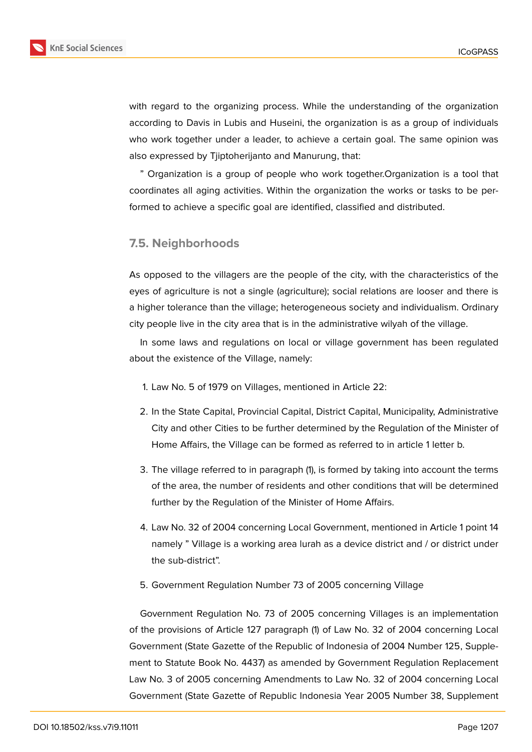with regard to the organizing process. While the understanding of the organization according to Davis in Lubis and Huseini, the organization is as a group of individuals who work together under a leader, to achieve a certain goal. The same opinion was also expressed by Tjiptoherijanto and Manurung, that:

" Organization is a group of people who work together.Organization is a tool that coordinates all aging activities. Within the organization the works or tasks to be performed to achieve a specific goal are identified, classified and distributed.

### 7.5. Neighborhoods

As opposed to the villagers are the people of the city, with the characteristics of the eyes of agriculture is not a single (agriculture); social relations are looser and there is a higher tolerance than the village; heterogeneous society and individualism. Ordinary city people live in the city area that is in the administrative wilyah of the village.

In some laws and regulations on local or village government has been regulated about the existence of the Village, namely:

1. Law No. 5 of 1979 on Villages, mentioned in Article 22:
2. In the State Capital, Provincial Capital, District Capital, Municipality, Administrative City and other Cities to be further determined by the Regulation of the Minister of Home Affairs, the Village can be formed as referred to in article 1 letter b.
3. The village referred to in paragraph (1), is formed by taking into account the terms of the area, the number of residents and other conditions that will be determined further by the Regulation of the Minister of Home Affairs.
4. Law No. 32 of 2004 concerning Local Government, mentioned in Article 1 point 14 namely " Village is a working area lurah as a device district and / or district under the sub-district".
5. Government Regulation Number 73 of 2005 concerning Village

Government Regulation No. 73 of 2005 concerning Villages is an implementation of the provisions of Article 127 paragraph (1) of Law No. 32 of 2004 concerning Local Government (State Gazette of the Republic of Indonesia of 2004 Number 125, Supplement to Statute Book No. 4437) as amended by Government Regulation Replacement Law No. 3 of 2005 concerning Amendments to Law No. 32 of 2004 concerning Local Government (State Gazette of Republic Indonesia Year 2005 Number 38, Supplement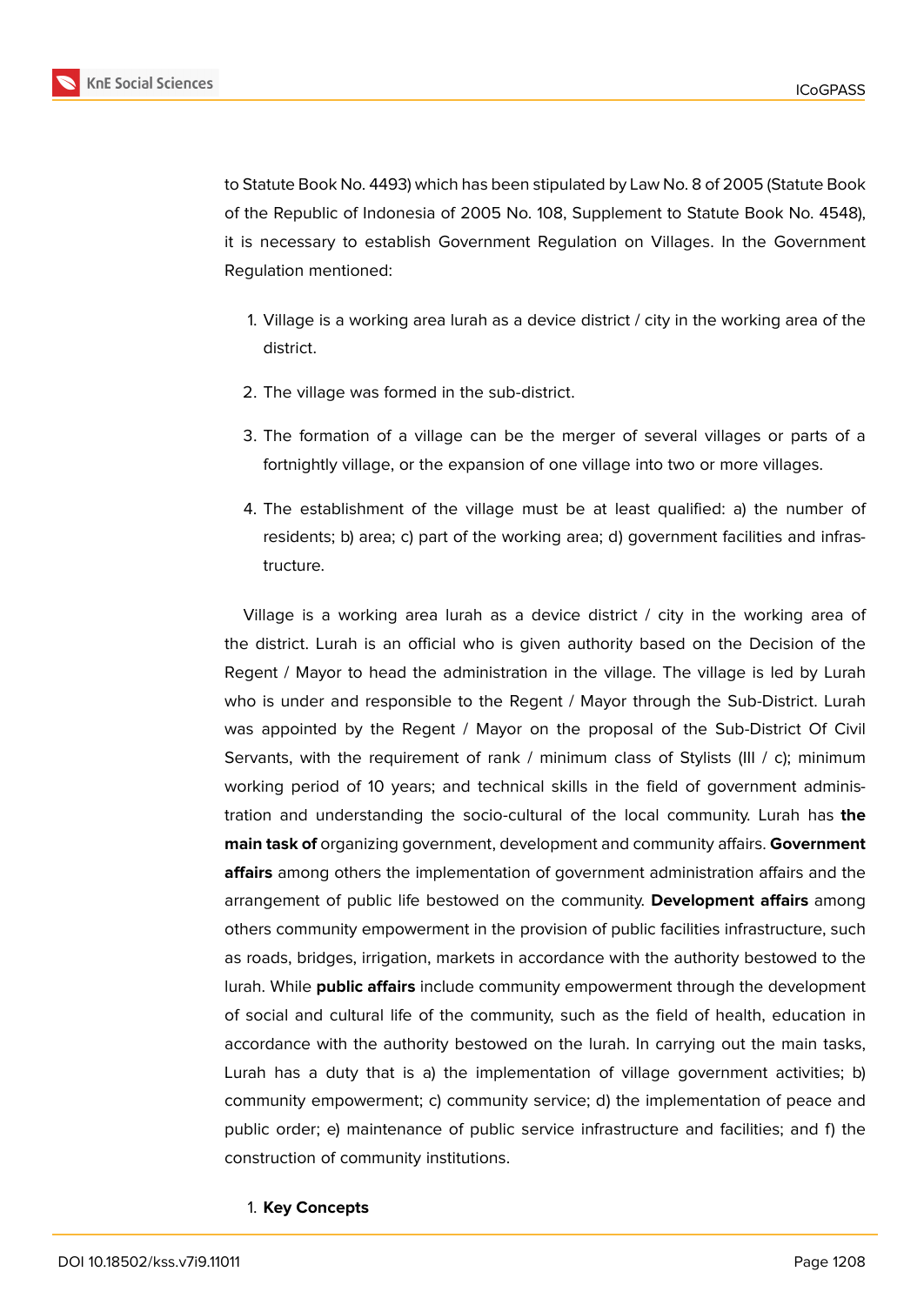to Statute Book No. 4493) which has been stipulated by Law No. 8 of 2005 (Statute Book of the Republic of Indonesia of 2005 No. 108, Supplement to Statute Book No. 4548), it is necessary to establish Government Regulation on Villages. In the Government Regulation mentioned:

1. Village is a working area lurah as a device district / city in the working area of the district.
2. The village was formed in the sub-district.
3. The formation of a village can be the merger of several villages or parts of a fortnightly village, or the expansion of one village into two or more villages.
4. The establishment of the village must be at least qualified: a) the number of residents; b) area; c) part of the working area; d) government facilities and infrastructure.

Village is a working area lurah as a device district / city in the working area of the district. Lurah is an official who is given authority based on the Decision of the Regent / Mayor to head the administration in the village. The village is led by Lurah who is under and responsible to the Regent / Mayor through the Sub-District. Lurah was appointed by the Regent / Mayor on the proposal of the Sub-District Of Civil Servants, with the requirement of rank / minimum class of Stylists (III / c); minimum working period of 10 years; and technical skills in the field of government administration and understanding the socio-cultural of the local community. Lurah has **the main task of** organizing government, development and community affairs. **Government affairs** among others the implementation of government administration affairs and the arrangement of public life bestowed on the community. **Development affairs** among others community empowerment in the provision of public facilities infrastructure, such as roads, bridges, irrigation, markets in accordance with the authority bestowed to the lurah. While **public affairs** include community empowerment through the development of social and cultural life of the community, such as the field of health, education in accordance with the authority bestowed on the lurah. In carrying out the main tasks, Lurah has a duty that is a) the implementation of village government activities; b) community empowerment; c) community service; d) the implementation of peace and public order; e) maintenance of public service infrastructure and facilities; and f) the construction of community institutions.

1. **Key Concepts**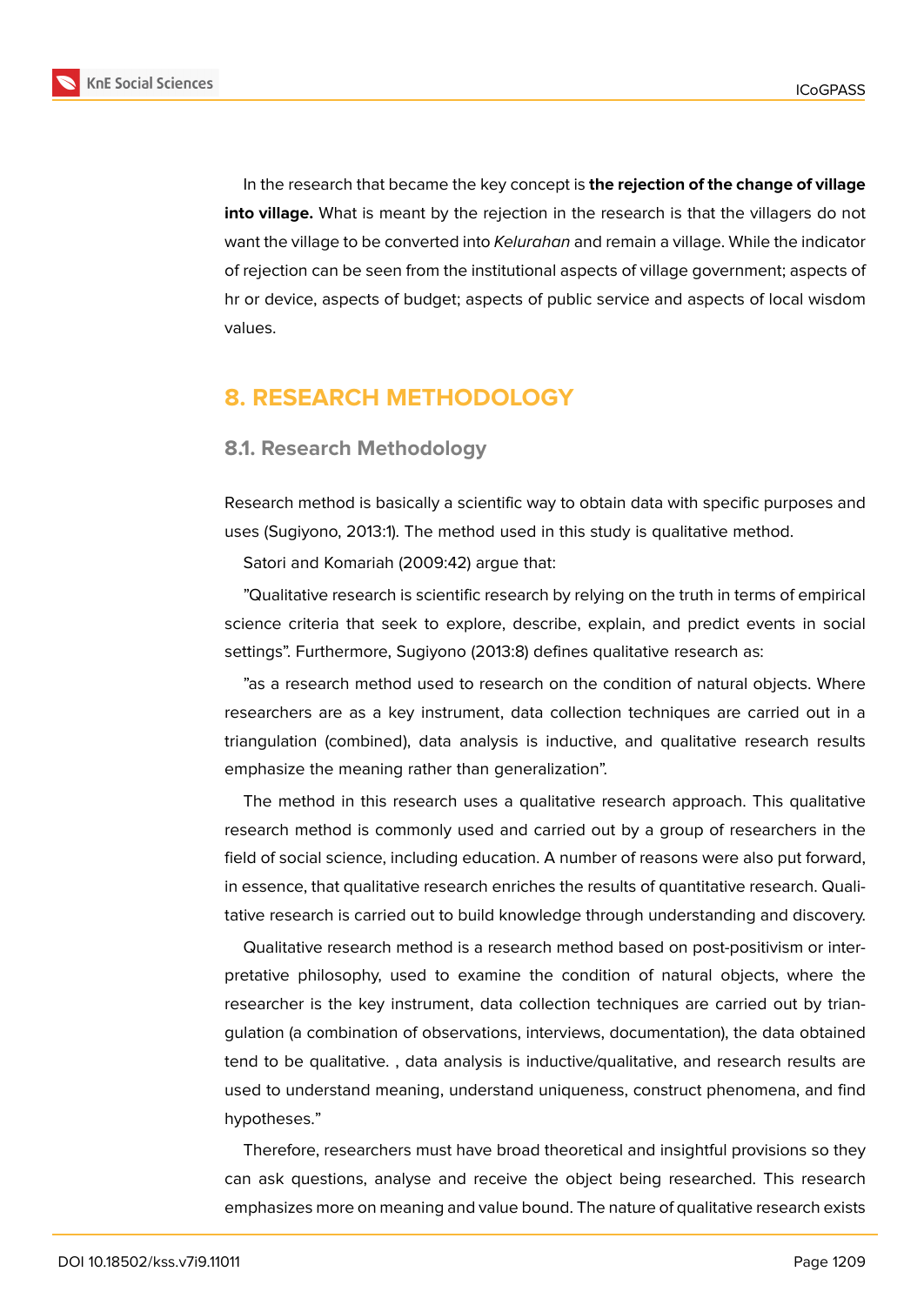In the research that became the key concept is **the rejection of the change of village into village.** What is meant by the rejection in the research is that the villagers do not want the village to be converted into *Kelurahan* and remain a village. While the indicator of rejection can be seen from the institutional aspects of village government; aspects of hr or device, aspects of budget; aspects of public service and aspects of local wisdom values.

# 8. RESEARCH METHODOLOGY

## 8.1. Research Methodology

Research method is basically a scientific way to obtain data with specific purposes and uses (Sugiyono, 2013:1). The method used in this study is qualitative method.

Satori and Komariah (2009:42) argue that:

"Qualitative research is scientific research by relying on the truth in terms of empirical science criteria that seek to explore, describe, explain, and predict events in social settings". Furthermore, Sugiyono (2013:8) defines qualitative research as:

"as a research method used to research on the condition of natural objects. Where researchers are as a key instrument, data collection techniques are carried out in a triangulation (combined), data analysis is inductive, and qualitative research results emphasize the meaning rather than generalization".

The method in this research uses a qualitative research approach. This qualitative research method is commonly used and carried out by a group of researchers in the field of social science, including education. A number of reasons were also put forward, in essence, that qualitative research enriches the results of quantitative research. Qualitative research is carried out to build knowledge through understanding and discovery.

Qualitative research method is a research method based on post-positivism or interpretative philosophy, used to examine the condition of natural objects, where the researcher is the key instrument, data collection techniques are carried out by triangulation (a combination of observations, interviews, documentation), the data obtained tend to be qualitative. , data analysis is inductive/qualitative, and research results are used to understand meaning, understand uniqueness, construct phenomena, and find hypotheses."

Therefore, researchers must have broad theoretical and insightful provisions so they can ask questions, analyse and receive the object being researched. This research emphasizes more on meaning and value bound. The nature of qualitative research exists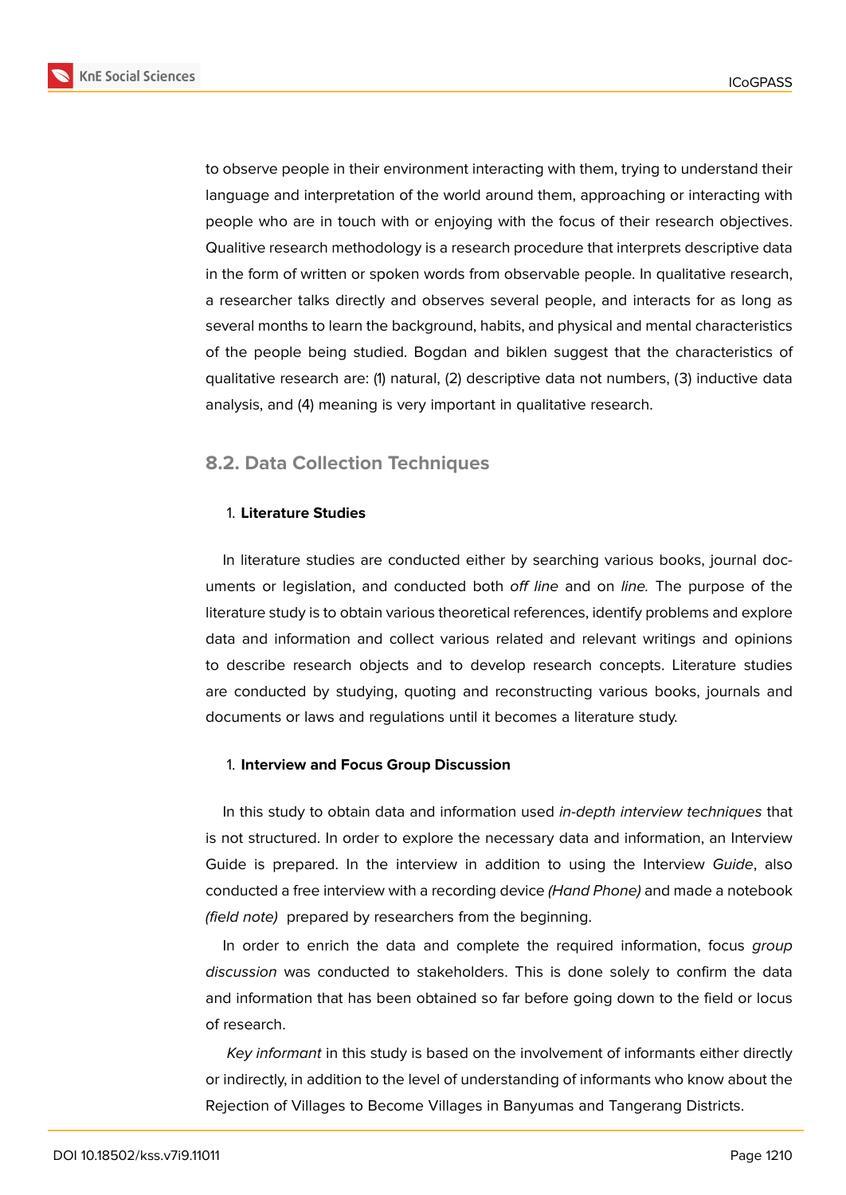to observe people in their environment interacting with them, trying to understand their language and interpretation of the world around them, approaching or interacting with people who are in touch with or enjoying with the focus of their research objectives. Qualitive research methodology is a research procedure that interprets descriptive data in the form of written or spoken words from observable people. In qualitative research, a researcher talks directly and observes several people, and interacts for as long as several months to learn the background, habits, and physical and mental characteristics of the people being studied. Bogdan and biklen suggest that the characteristics of qualitative research are: (1) natural, (2) descriptive data not numbers, (3) inductive data analysis, and (4) meaning is very important in qualitative research.

## 8.2. Data Collection Techniques

1. **Literature Studies**

In literature studies are conducted either by searching various books, journal documents or legislation, and conducted both *off line* and on *line*. The purpose of the literature study is to obtain various theoretical references, identify problems and explore data and information and collect various related and relevant writings and opinions to describe research objects and to develop research concepts. Literature studies are conducted by studying, quoting and reconstructing various books, journals and documents or laws and regulations until it becomes a literature study.

1. **Interview and Focus Group Discussion**

In this study to obtain data and information used *in-depth interview techniques* that is not structured. In order to explore the necessary data and information, an Interview Guide is prepared. In the interview in addition to using the Interview *Guide*, also conducted a free interview with a recording device *(Hand Phone)* and made a notebook *(field note)* prepared by researchers from the beginning.

In order to enrich the data and complete the required information, focus *group discussion* was conducted to stakeholders. This is done solely to confirm the data and information that has been obtained so far before going down to the field or locus of research.

*Key informant* in this study is based on the involvement of informants either directly or indirectly, in addition to the level of understanding of informants who know about the Rejection of Villages to Become Villages in Banyumas and Tangerang Districts.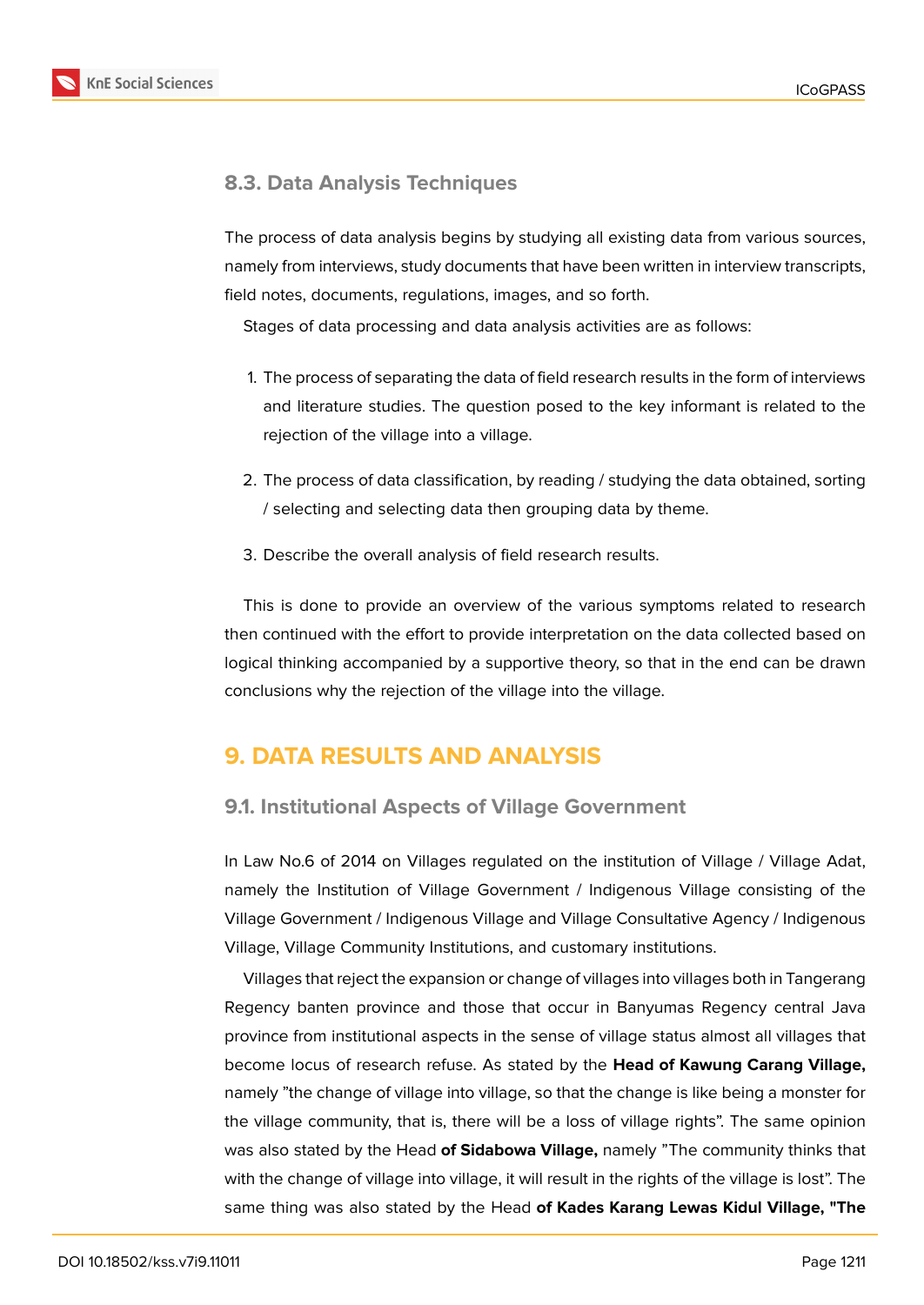### 8.3. Data Analysis Techniques

The process of data analysis begins by studying all existing data from various sources, namely from interviews, study documents that have been written in interview transcripts, field notes, documents, regulations, images, and so forth.

Stages of data processing and data analysis activities are as follows:

1. The process of separating the data of field research results in the form of interviews and literature studies. The question posed to the key informant is related to the rejection of the village into a village.

2. The process of data classification, by reading / studying the data obtained, sorting / selecting and selecting data then grouping data by theme.

3. Describe the overall analysis of field research results.

This is done to provide an overview of the various symptoms related to research then continued with the effort to provide interpretation on the data collected based on logical thinking accompanied by a supportive theory, so that in the end can be drawn conclusions why the rejection of the village into the village.

## 9. DATA RESULTS AND ANALYSIS

### 9.1. Institutional Aspects of Village Government

In Law No.6 of 2014 on Villages regulated on the institution of Village / Village Adat, namely the Institution of Village Government / Indigenous Village consisting of the Village Government / Indigenous Village and Village Consultative Agency / Indigenous Village, Village Community Institutions, and customary institutions.

Villages that reject the expansion or change of villages into villages both in Tangerang Regency banten province and those that occur in Banyumas Regency central Java province from institutional aspects in the sense of village status almost all villages that become locus of research refuse. As stated by the **Head of Kawung Carang Village,** namely "the change of village into village, so that the change is like being a monster for the village community, that is, there will be a loss of village rights". The same opinion was also stated by the Head **of Sidabowa Village,** namely "The community thinks that with the change of village into village, it will result in the rights of the village is lost". The same thing was also stated by the Head **of Kades Karang Lewas Kidul Village, "The**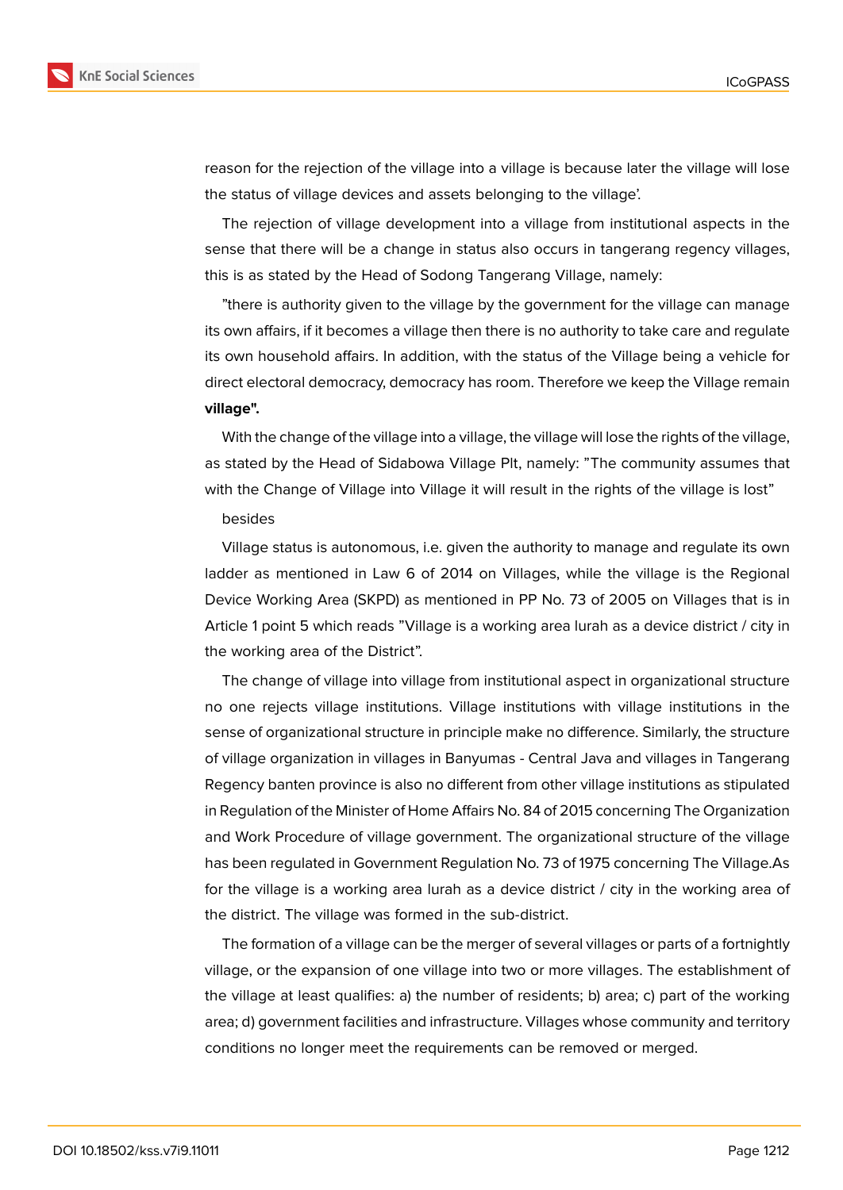reason for the rejection of the village into a village is because later the village will lose the status of village devices and assets belonging to the village'.

The rejection of village development into a village from institutional aspects in the sense that there will be a change in status also occurs in tangerang regency villages, this is as stated by the Head of Sodong Tangerang Village, namely:

"there is authority given to the village by the government for the village can manage its own affairs, if it becomes a village then there is no authority to take care and regulate its own household affairs. In addition, with the status of the Village being a vehicle for direct electoral democracy, democracy has room. Therefore we keep the Village remain **village".**

With the change of the village into a village, the village will lose the rights of the village, as stated by the Head of Sidabowa Village Plt, namely: "The community assumes that with the Change of Village into Village it will result in the rights of the village is lost"

besides

Village status is autonomous, i.e. given the authority to manage and regulate its own ladder as mentioned in Law 6 of 2014 on Villages, while the village is the Regional Device Working Area (SKPD) as mentioned in PP No. 73 of 2005 on Villages that is in Article 1 point 5 which reads "Village is a working area lurah as a device district / city in the working area of the District".

The change of village into village from institutional aspect in organizational structure no one rejects village institutions. Village institutions with village institutions in the sense of organizational structure in principle make no difference. Similarly, the structure of village organization in villages in Banyumas - Central Java and villages in Tangerang Regency banten province is also no different from other village institutions as stipulated in Regulation of the Minister of Home Affairs No. 84 of 2015 concerning The Organization and Work Procedure of village government. The organizational structure of the village has been regulated in Government Regulation No. 73 of 1975 concerning The Village.As for the village is a working area lurah as a device district / city in the working area of the district. The village was formed in the sub-district.

The formation of a village can be the merger of several villages or parts of a fortnightly village, or the expansion of one village into two or more villages. The establishment of the village at least qualifies: a) the number of residents; b) area; c) part of the working area; d) government facilities and infrastructure. Villages whose community and territory conditions no longer meet the requirements can be removed or merged.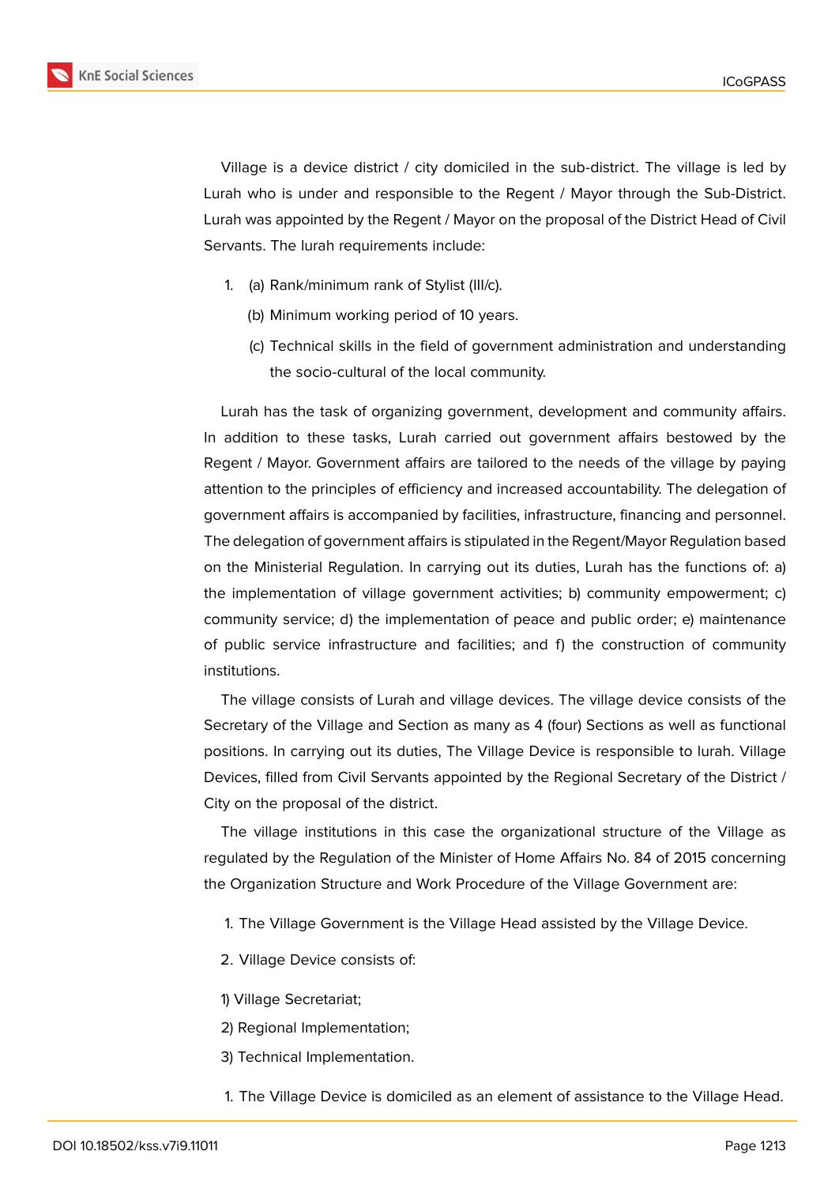Village is a device district / city domiciled in the sub-district. The village is led by Lurah who is under and responsible to the Regent / Mayor through the Sub-District. Lurah was appointed by the Regent / Mayor on the proposal of the District Head of Civil Servants. The lurah requirements include:

1. (a) Rank/minimum rank of Stylist (III/c).

   (b) Minimum working period of 10 years.

   (c) Technical skills in the field of government administration and understanding the socio-cultural of the local community.

Lurah has the task of organizing government, development and community affairs. In addition to these tasks, Lurah carried out government affairs bestowed by the Regent / Mayor. Government affairs are tailored to the needs of the village by paying attention to the principles of efficiency and increased accountability. The delegation of government affairs is accompanied by facilities, infrastructure, financing and personnel. The delegation of government affairs is stipulated in the Regent/Mayor Regulation based on the Ministerial Regulation. In carrying out its duties, Lurah has the functions of: a) the implementation of village government activities; b) community empowerment; c) community service; d) the implementation of peace and public order; e) maintenance of public service infrastructure and facilities; and f) the construction of community institutions.

The village consists of Lurah and village devices. The village device consists of the Secretary of the Village and Section as many as 4 (four) Sections as well as functional positions. In carrying out its duties, The Village Device is responsible to lurah. Village Devices, filled from Civil Servants appointed by the Regional Secretary of the District / City on the proposal of the district.

The village institutions in this case the organizational structure of the Village as regulated by the Regulation of the Minister of Home Affairs No. 84 of 2015 concerning the Organization Structure and Work Procedure of the Village Government are:

1. The Village Government is the Village Head assisted by the Village Device.

2. Village Device consists of:

1) Village Secretariat;

2) Regional Implementation;

3) Technical Implementation.

1. The Village Device is domiciled as an element of assistance to the Village Head.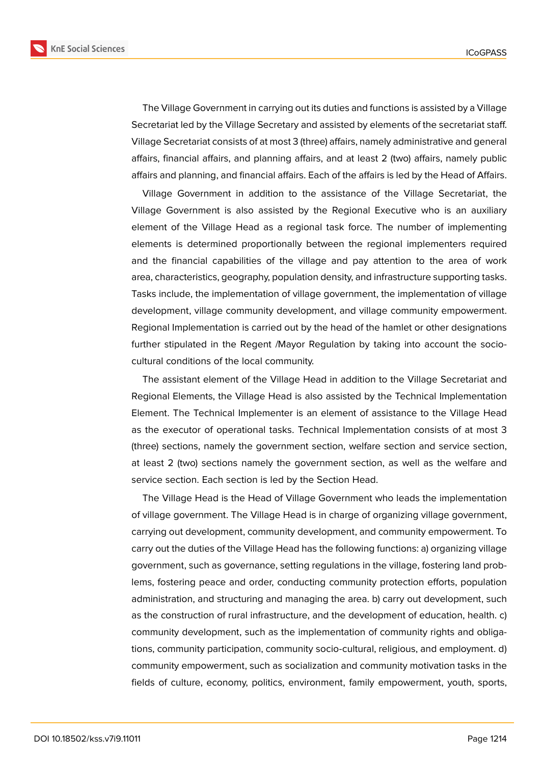The Village Government in carrying out its duties and functions is assisted by a Village Secretariat led by the Village Secretary and assisted by elements of the secretariat staff. Village Secretariat consists of at most 3 (three) affairs, namely administrative and general affairs, financial affairs, and planning affairs, and at least 2 (two) affairs, namely public affairs and planning, and financial affairs. Each of the affairs is led by the Head of Affairs.

Village Government in addition to the assistance of the Village Secretariat, the Village Government is also assisted by the Regional Executive who is an auxiliary element of the Village Head as a regional task force. The number of implementing elements is determined proportionally between the regional implementers required and the financial capabilities of the village and pay attention to the area of work area, characteristics, geography, population density, and infrastructure supporting tasks. Tasks include, the implementation of village government, the implementation of village development, village community development, and village community empowerment. Regional Implementation is carried out by the head of the hamlet or other designations further stipulated in the Regent /Mayor Regulation by taking into account the socio-cultural conditions of the local community.

The assistant element of the Village Head in addition to the Village Secretariat and Regional Elements, the Village Head is also assisted by the Technical Implementation Element. The Technical Implementer is an element of assistance to the Village Head as the executor of operational tasks. Technical Implementation consists of at most 3 (three) sections, namely the government section, welfare section and service section, at least 2 (two) sections namely the government section, as well as the welfare and service section. Each section is led by the Section Head.

The Village Head is the Head of Village Government who leads the implementation of village government. The Village Head is in charge of organizing village government, carrying out development, community development, and community empowerment. To carry out the duties of the Village Head has the following functions: a) organizing village government, such as governance, setting regulations in the village, fostering land problems, fostering peace and order, conducting community protection efforts, population administration, and structuring and managing the area. b) carry out development, such as the construction of rural infrastructure, and the development of education, health. c) community development, such as the implementation of community rights and obligations, community participation, community socio-cultural, religious, and employment. d) community empowerment, such as socialization and community motivation tasks in the fields of culture, economy, politics, environment, family empowerment, youth, sports,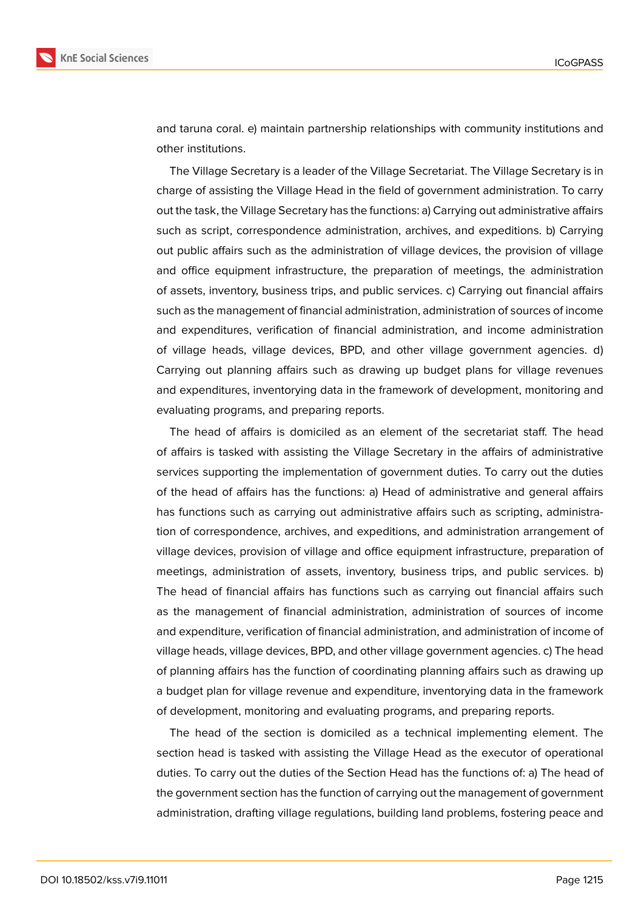and taruna coral. e) maintain partnership relationships with community institutions and other institutions.

The Village Secretary is a leader of the Village Secretariat. The Village Secretary is in charge of assisting the Village Head in the field of government administration. To carry out the task, the Village Secretary has the functions: a) Carrying out administrative affairs such as script, correspondence administration, archives, and expeditions. b) Carrying out public affairs such as the administration of village devices, the provision of village and office equipment infrastructure, the preparation of meetings, the administration of assets, inventory, business trips, and public services. c) Carrying out financial affairs such as the management of financial administration, administration of sources of income and expenditures, verification of financial administration, and income administration of village heads, village devices, BPD, and other village government agencies. d) Carrying out planning affairs such as drawing up budget plans for village revenues and expenditures, inventorying data in the framework of development, monitoring and evaluating programs, and preparing reports.

The head of affairs is domiciled as an element of the secretariat staff. The head of affairs is tasked with assisting the Village Secretary in the affairs of administrative services supporting the implementation of government duties. To carry out the duties of the head of affairs has the functions: a) Head of administrative and general affairs has functions such as carrying out administrative affairs such as scripting, administration of correspondence, archives, and expeditions, and administration arrangement of village devices, provision of village and office equipment infrastructure, preparation of meetings, administration of assets, inventory, business trips, and public services. b) The head of financial affairs has functions such as carrying out financial affairs such as the management of financial administration, administration of sources of income and expenditure, verification of financial administration, and administration of income of village heads, village devices, BPD, and other village government agencies. c) The head of planning affairs has the function of coordinating planning affairs such as drawing up a budget plan for village revenue and expenditure, inventorying data in the framework of development, monitoring and evaluating programs, and preparing reports.

The head of the section is domiciled as a technical implementing element. The section head is tasked with assisting the Village Head as the executor of operational duties. To carry out the duties of the Section Head has the functions of: a) The head of the government section has the function of carrying out the management of government administration, drafting village regulations, building land problems, fostering peace and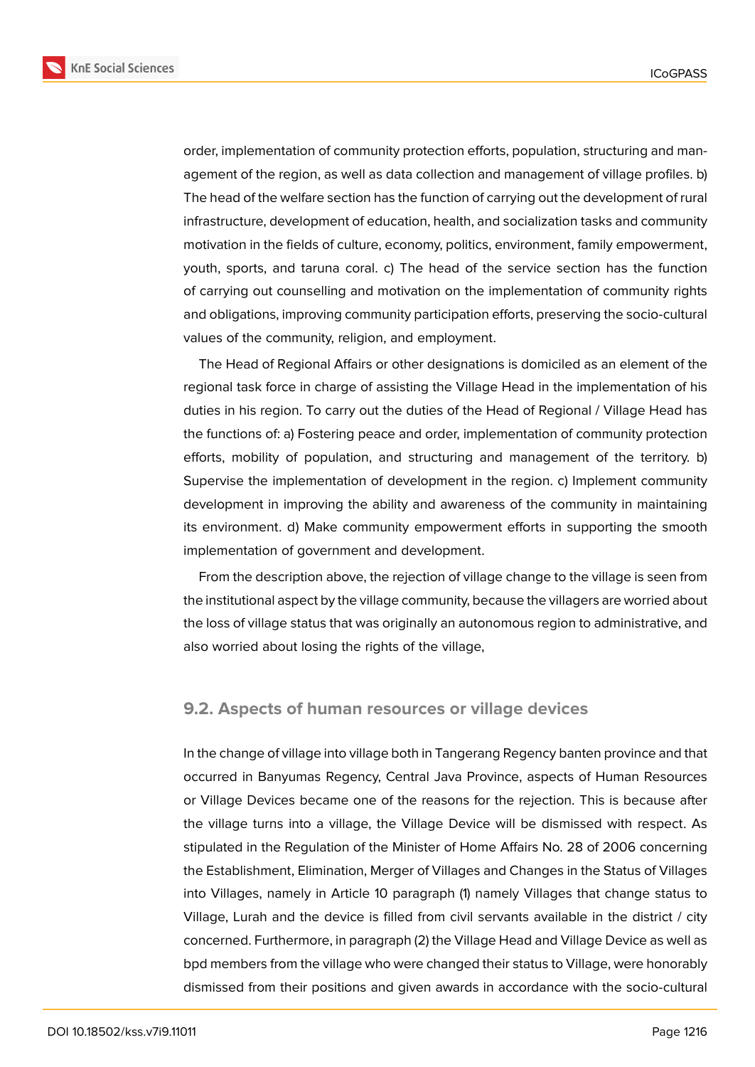order, implementation of community protection efforts, population, structuring and management of the region, as well as data collection and management of village profiles. b) The head of the welfare section has the function of carrying out the development of rural infrastructure, development of education, health, and socialization tasks and community motivation in the fields of culture, economy, politics, environment, family empowerment, youth, sports, and taruna coral. c) The head of the service section has the function of carrying out counselling and motivation on the implementation of community rights and obligations, improving community participation efforts, preserving the socio-cultural values of the community, religion, and employment.

The Head of Regional Affairs or other designations is domiciled as an element of the regional task force in charge of assisting the Village Head in the implementation of his duties in his region. To carry out the duties of the Head of Regional / Village Head has the functions of: a) Fostering peace and order, implementation of community protection efforts, mobility of population, and structuring and management of the territory. b) Supervise the implementation of development in the region. c) Implement community development in improving the ability and awareness of the community in maintaining its environment. d) Make community empowerment efforts in supporting the smooth implementation of government and development.

From the description above, the rejection of village change to the village is seen from the institutional aspect by the village community, because the villagers are worried about the loss of village status that was originally an autonomous region to administrative, and also worried about losing the rights of the village,

### 9.2. Aspects of human resources or village devices

In the change of village into village both in Tangerang Regency banten province and that occurred in Banyumas Regency, Central Java Province, aspects of Human Resources or Village Devices became one of the reasons for the rejection. This is because after the village turns into a village, the Village Device will be dismissed with respect. As stipulated in the Regulation of the Minister of Home Affairs No. 28 of 2006 concerning the Establishment, Elimination, Merger of Villages and Changes in the Status of Villages into Villages, namely in Article 10 paragraph (1) namely Villages that change status to Village, Lurah and the device is filled from civil servants available in the district / city concerned. Furthermore, in paragraph (2) the Village Head and Village Device as well as bpd members from the village who were changed their status to Village, were honorably dismissed from their positions and given awards in accordance with the socio-cultural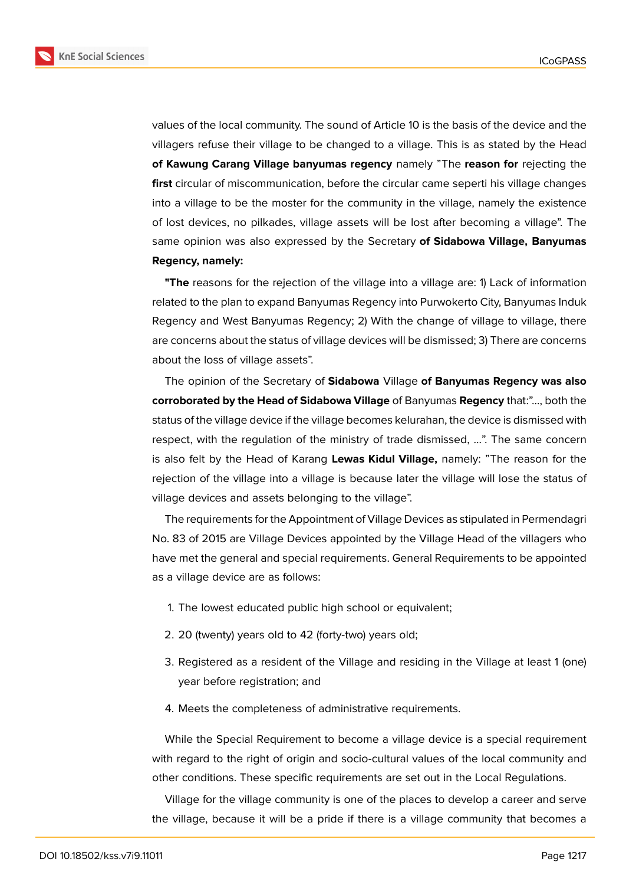values of the local community. The sound of Article 10 is the basis of the device and the villagers refuse their village to be changed to a village. This is as stated by the Head **of Kawung Carang Village banyumas regency** namely "The **reason for** rejecting the **first** circular of miscommunication, before the circular came seperti his village changes into a village to be the moster for the community in the village, namely the existence of lost devices, no pilkades, village assets will be lost after becoming a village". The same opinion was also expressed by the Secretary **of Sidabowa Village, Banyumas Regency, namely:**

**"The** reasons for the rejection of the village into a village are: 1) Lack of information related to the plan to expand Banyumas Regency into Purwokerto City, Banyumas Induk Regency and West Banyumas Regency; 2) With the change of village to village, there are concerns about the status of village devices will be dismissed; 3) There are concerns about the loss of village assets".

The opinion of the Secretary of **Sidabowa** Village **of Banyumas Regency was also corroborated by the Head of Sidabowa Village** of Banyumas **Regency** that:"..., both the status of the village device if the village becomes kelurahan, the device is dismissed with respect, with the regulation of the ministry of trade dismissed, ...". The same concern is also felt by the Head of Karang **Lewas Kidul Village,** namely: "The reason for the rejection of the village into a village is because later the village will lose the status of village devices and assets belonging to the village".

The requirements for the Appointment of Village Devices as stipulated in Permendagri No. 83 of 2015 are Village Devices appointed by the Village Head of the villagers who have met the general and special requirements. General Requirements to be appointed as a village device are as follows:

1. The lowest educated public high school or equivalent;
2. 20 (twenty) years old to 42 (forty-two) years old;
3. Registered as a resident of the Village and residing in the Village at least 1 (one) year before registration; and
4. Meets the completeness of administrative requirements.

While the Special Requirement to become a village device is a special requirement with regard to the right of origin and socio-cultural values of the local community and other conditions. These specific requirements are set out in the Local Regulations.

Village for the village community is one of the places to develop a career and serve the village, because it will be a pride if there is a village community that becomes a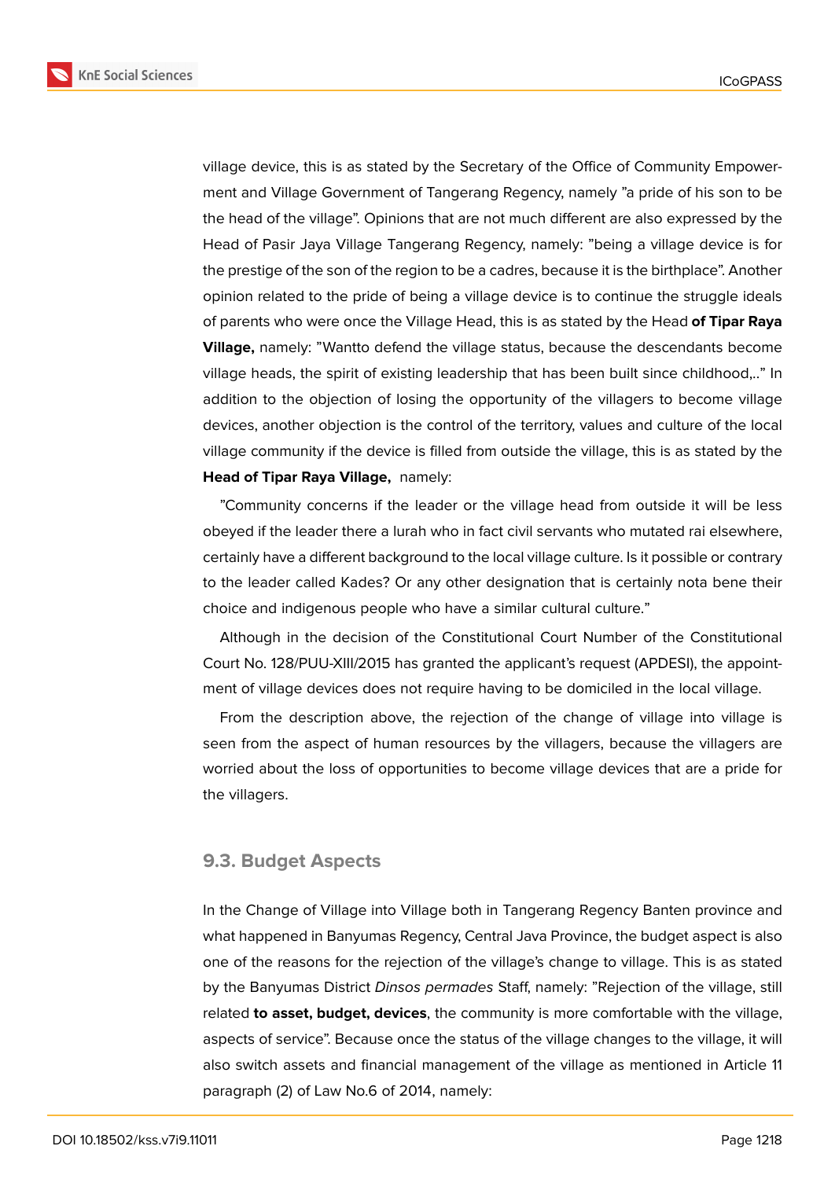village device, this is as stated by the Secretary of the Office of Community Empowerment and Village Government of Tangerang Regency, namely "a pride of his son to be the head of the village". Opinions that are not much different are also expressed by the Head of Pasir Jaya Village Tangerang Regency, namely: "being a village device is for the prestige of the son of the region to be a cadres, because it is the birthplace". Another opinion related to the pride of being a village device is to continue the struggle ideals of parents who were once the Village Head, this is as stated by the Head **of Tipar Raya Village,** namely: "Wantto defend the village status, because the descendants become village heads, the spirit of existing leadership that has been built since childhood,.." In addition to the objection of losing the opportunity of the villagers to become village devices, another objection is the control of the territory, values and culture of the local village community if the device is filled from outside the village, this is as stated by the **Head of Tipar Raya Village,** namely:

"Community concerns if the leader or the village head from outside it will be less obeyed if the leader there a lurah who in fact civil servants who mutated rai elsewhere, certainly have a different background to the local village culture. Is it possible or contrary to the leader called Kades? Or any other designation that is certainly nota bene their choice and indigenous people who have a similar cultural culture."

Although in the decision of the Constitutional Court Number of the Constitutional Court No. 128/PUU-XIII/2015 has granted the applicant's request (APDESI), the appointment of village devices does not require having to be domiciled in the local village.

From the description above, the rejection of the change of village into village is seen from the aspect of human resources by the villagers, because the villagers are worried about the loss of opportunities to become village devices that are a pride for the villagers.

## 9.3. Budget Aspects

In the Change of Village into Village both in Tangerang Regency Banten province and what happened in Banyumas Regency, Central Java Province, the budget aspect is also one of the reasons for the rejection of the village's change to village. This is as stated by the Banyumas District *Dinsos permades* Staff, namely: "Rejection of the village, still related **to asset, budget, devices**, the community is more comfortable with the village, aspects of service". Because once the status of the village changes to the village, it will also switch assets and financial management of the village as mentioned in Article 11 paragraph (2) of Law No.6 of 2014, namely: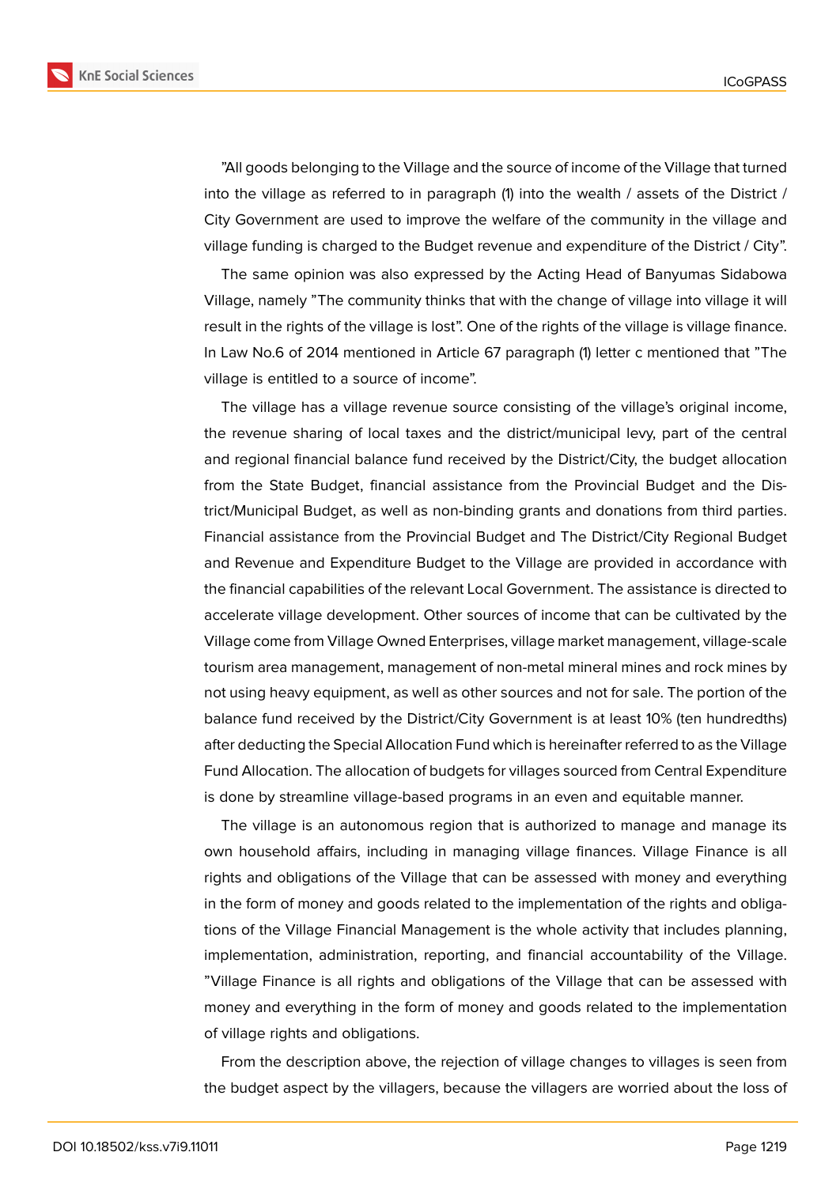"All goods belonging to the Village and the source of income of the Village that turned into the village as referred to in paragraph (1) into the wealth / assets of the District / City Government are used to improve the welfare of the community in the village and village funding is charged to the Budget revenue and expenditure of the District / City".

The same opinion was also expressed by the Acting Head of Banyumas Sidabowa Village, namely "The community thinks that with the change of village into village it will result in the rights of the village is lost". One of the rights of the village is village finance. In Law No.6 of 2014 mentioned in Article 67 paragraph (1) letter c mentioned that "The village is entitled to a source of income".

The village has a village revenue source consisting of the village's original income, the revenue sharing of local taxes and the district/municipal levy, part of the central and regional financial balance fund received by the District/City, the budget allocation from the State Budget, financial assistance from the Provincial Budget and the District/Municipal Budget, as well as non-binding grants and donations from third parties. Financial assistance from the Provincial Budget and The District/City Regional Budget and Revenue and Expenditure Budget to the Village are provided in accordance with the financial capabilities of the relevant Local Government. The assistance is directed to accelerate village development. Other sources of income that can be cultivated by the Village come from Village Owned Enterprises, village market management, village-scale tourism area management, management of non-metal mineral mines and rock mines by not using heavy equipment, as well as other sources and not for sale. The portion of the balance fund received by the District/City Government is at least 10% (ten hundredths) after deducting the Special Allocation Fund which is hereinafter referred to as the Village Fund Allocation. The allocation of budgets for villages sourced from Central Expenditure is done by streamline village-based programs in an even and equitable manner.

The village is an autonomous region that is authorized to manage and manage its own household affairs, including in managing village finances. Village Finance is all rights and obligations of the Village that can be assessed with money and everything in the form of money and goods related to the implementation of the rights and obligations of the Village Financial Management is the whole activity that includes planning, implementation, administration, reporting, and financial accountability of the Village. "Village Finance is all rights and obligations of the Village that can be assessed with money and everything in the form of money and goods related to the implementation of village rights and obligations.

From the description above, the rejection of village changes to villages is seen from the budget aspect by the villagers, because the villagers are worried about the loss of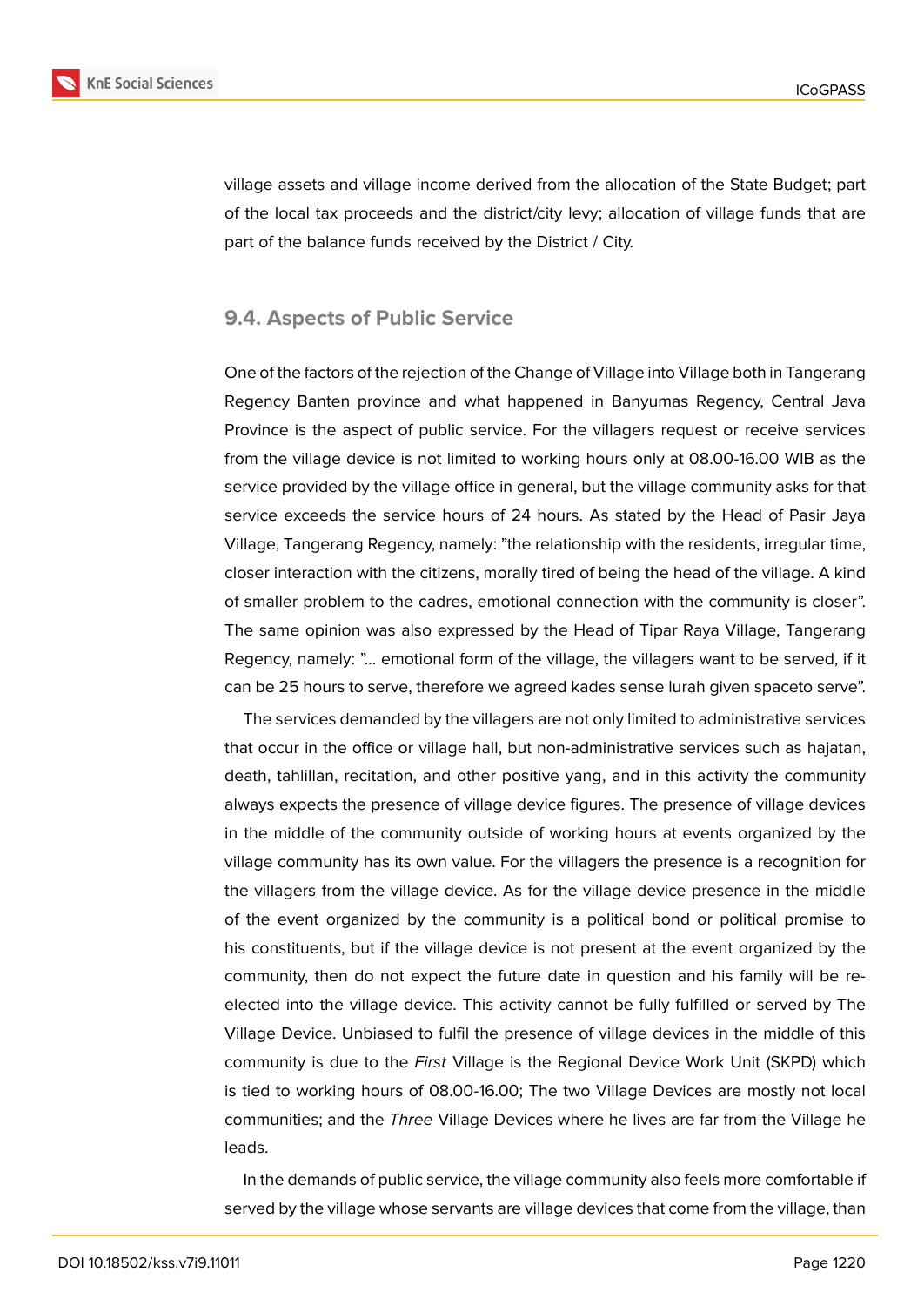village assets and village income derived from the allocation of the State Budget; part of the local tax proceeds and the district/city levy; allocation of village funds that are part of the balance funds received by the District / City.

### 9.4. Aspects of Public Service

One of the factors of the rejection of the Change of Village into Village both in Tangerang Regency Banten province and what happened in Banyumas Regency, Central Java Province is the aspect of public service. For the villagers request or receive services from the village device is not limited to working hours only at 08.00-16.00 WIB as the service provided by the village office in general, but the village community asks for that service exceeds the service hours of 24 hours. As stated by the Head of Pasir Jaya Village, Tangerang Regency, namely: "the relationship with the residents, irregular time, closer interaction with the citizens, morally tired of being the head of the village. A kind of smaller problem to the cadres, emotional connection with the community is closer". The same opinion was also expressed by the Head of Tipar Raya Village, Tangerang Regency, namely: "... emotional form of the village, the villagers want to be served, if it can be 25 hours to serve, therefore we agreed kades sense lurah given spaceto serve".

The services demanded by the villagers are not only limited to administrative services that occur in the office or village hall, but non-administrative services such as hajatan, death, tahlillan, recitation, and other positive yang, and in this activity the community always expects the presence of village device figures. The presence of village devices in the middle of the community outside of working hours at events organized by the village community has its own value. For the villagers the presence is a recognition for the villagers from the village device. As for the village device presence in the middle of the event organized by the community is a political bond or political promise to his constituents, but if the village device is not present at the event organized by the community, then do not expect the future date in question and his family will be re-elected into the village device. This activity cannot be fully fulfilled or served by The Village Device. Unbiased to fulfil the presence of village devices in the middle of this community is due to the *First* Village is the Regional Device Work Unit (SKPD) which is tied to working hours of 08.00-16.00; The two Village Devices are mostly not local communities; and the *Three* Village Devices where he lives are far from the Village he leads.

In the demands of public service, the village community also feels more comfortable if served by the village whose servants are village devices that come from the village, than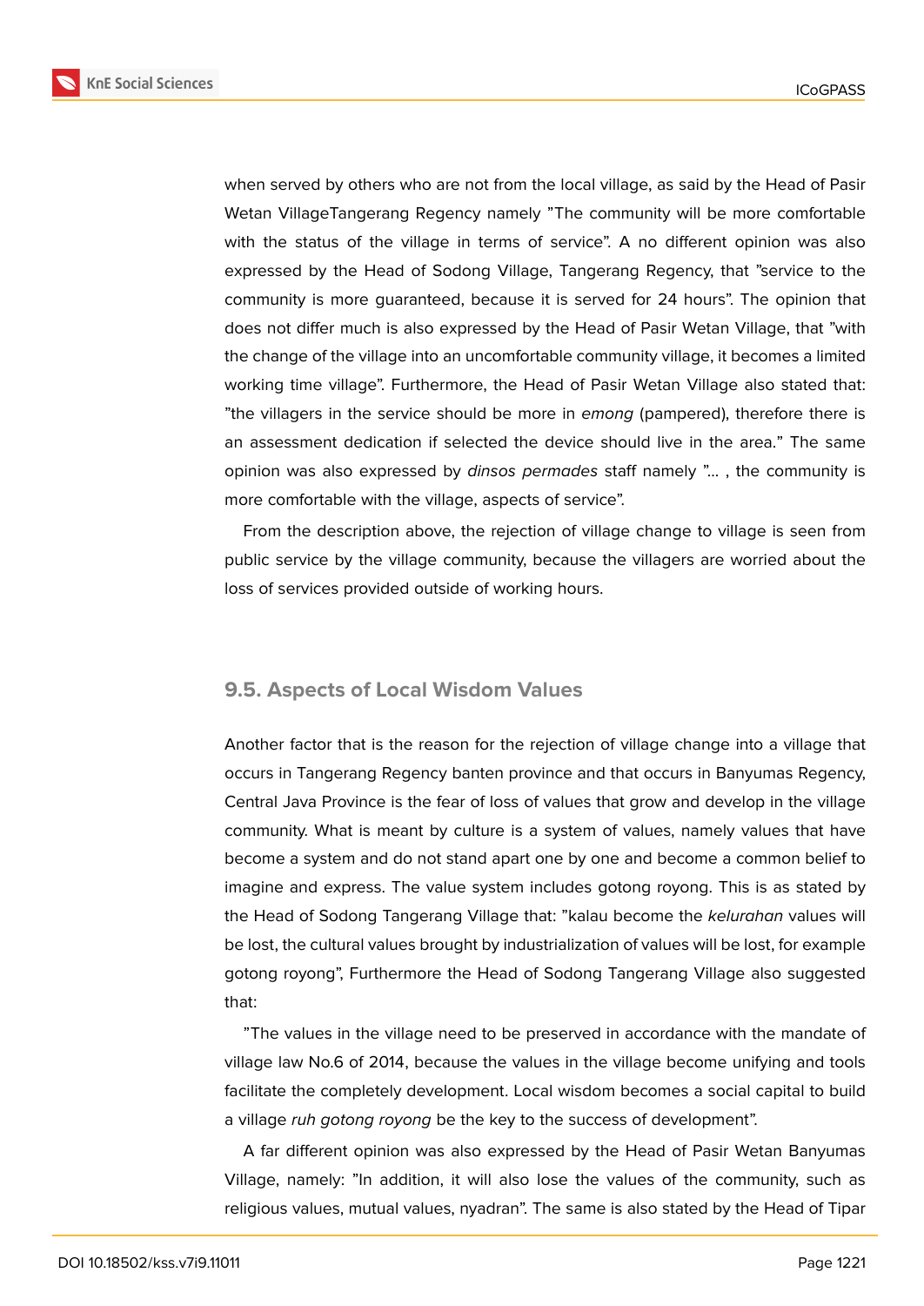when served by others who are not from the local village, as said by the Head of Pasir Wetan VillageTangerang Regency namely "The community will be more comfortable with the status of the village in terms of service". A no different opinion was also expressed by the Head of Sodong Village, Tangerang Regency, that "service to the community is more guaranteed, because it is served for 24 hours". The opinion that does not differ much is also expressed by the Head of Pasir Wetan Village, that "with the change of the village into an uncomfortable community village, it becomes a limited working time village". Furthermore, the Head of Pasir Wetan Village also stated that: "the villagers in the service should be more in *emong* (pampered), therefore there is an assessment dedication if selected the device should live in the area." The same opinion was also expressed by *dinsos permades* staff namely "... , the community is more comfortable with the village, aspects of service".

From the description above, the rejection of village change to village is seen from public service by the village community, because the villagers are worried about the loss of services provided outside of working hours.

### 9.5. Aspects of Local Wisdom Values

Another factor that is the reason for the rejection of village change into a village that occurs in Tangerang Regency banten province and that occurs in Banyumas Regency, Central Java Province is the fear of loss of values that grow and develop in the village community. What is meant by culture is a system of values, namely values that have become a system and do not stand apart one by one and become a common belief to imagine and express. The value system includes gotong royong. This is as stated by the Head of Sodong Tangerang Village that: "kalau become the *kelurahan* values will be lost, the cultural values brought by industrialization of values will be lost, for example gotong royong", Furthermore the Head of Sodong Tangerang Village also suggested that:

"The values in the village need to be preserved in accordance with the mandate of village law No.6 of 2014, because the values in the village become unifying and tools facilitate the completely development. Local wisdom becomes a social capital to build a village *ruh gotong royong* be the key to the success of development".

A far different opinion was also expressed by the Head of Pasir Wetan Banyumas Village, namely: "In addition, it will also lose the values of the community, such as religious values, mutual values, nyadran". The same is also stated by the Head of Tipar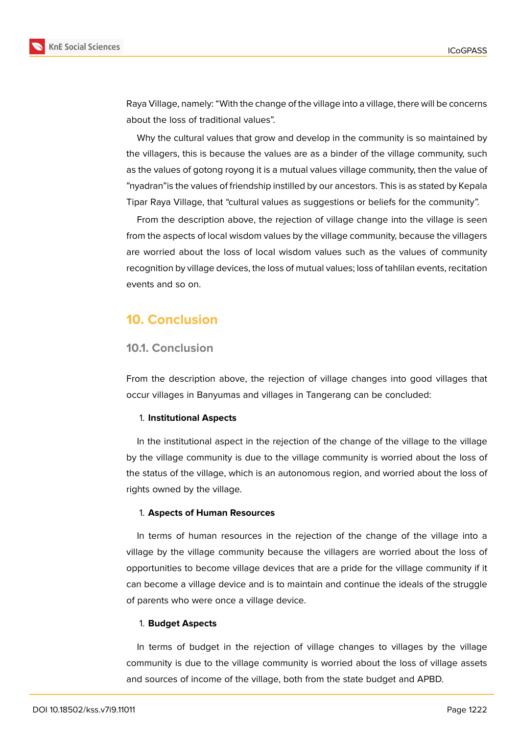Raya Village, namely: “With the change of the village into a village, there will be concerns about the loss of traditional values”.

Why the cultural values that grow and develop in the community is so maintained by the villagers, this is because the values are as a binder of the village community, such as the values of gotong royong it is a mutual values village community, then the value of ”nyadran”is the values of friendship instilled by our ancestors. This is as stated by Kepala Tipar Raya Village, that “cultural values as suggestions or beliefs for the community”.

From the description above, the rejection of village change into the village is seen from the aspects of local wisdom values by the village community, because the villagers are worried about the loss of local wisdom values such as the values of community recognition by village devices, the loss of mutual values; loss of tahlilan events, recitation events and so on.

# 10. Conclusion

## 10.1. Conclusion

From the description above, the rejection of village changes into good villages that occur villages in Banyumas and villages in Tangerang can be concluded:

1. **Institutional Aspects**

In the institutional aspect in the rejection of the change of the village to the village by the village community is due to the village community is worried about the loss of the status of the village, which is an autonomous region, and worried about the loss of rights owned by the village.

1. **Aspects of Human Resources**

In terms of human resources in the rejection of the change of the village into a village by the village community because the villagers are worried about the loss of opportunities to become village devices that are a pride for the village community if it can become a village device and is to maintain and continue the ideals of the struggle of parents who were once a village device.

1. **Budget Aspects**

In terms of budget in the rejection of village changes to villages by the village community is due to the village community is worried about the loss of village assets and sources of income of the village, both from the state budget and APBD.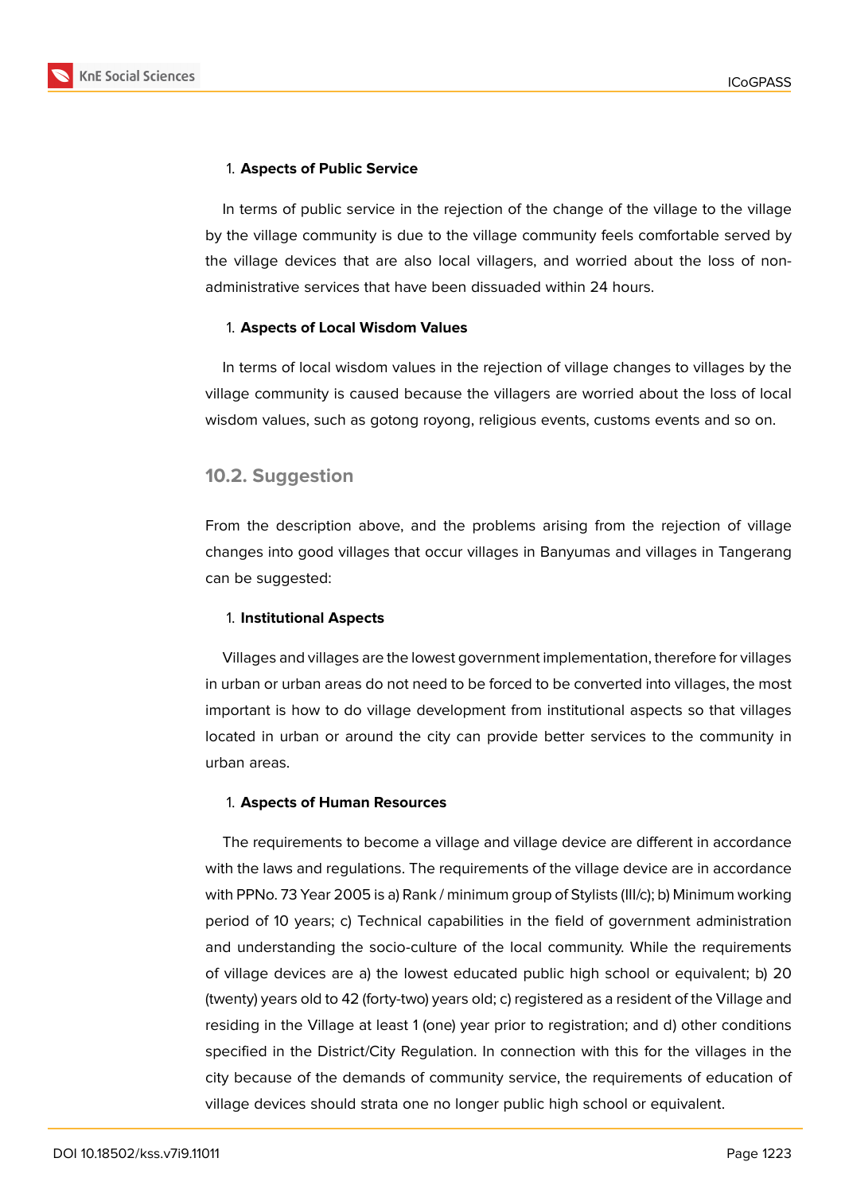1. **Aspects of Public Service**

In terms of public service in the rejection of the change of the village to the village by the village community is due to the village community feels comfortable served by the village devices that are also local villagers, and worried about the loss of non-administrative services that have been dissuaded within 24 hours.

1. **Aspects of Local Wisdom Values**

In terms of local wisdom values in the rejection of village changes to villages by the village community is caused because the villagers are worried about the loss of local wisdom values, such as gotong royong, religious events, customs events and so on.

## 10.2. Suggestion

From the description above, and the problems arising from the rejection of village changes into good villages that occur villages in Banyumas and villages in Tangerang can be suggested:

1. **Institutional Aspects**

Villages and villages are the lowest government implementation, therefore for villages in urban or urban areas do not need to be forced to be converted into villages, the most important is how to do village development from institutional aspects so that villages located in urban or around the city can provide better services to the community in urban areas.

1. **Aspects of Human Resources**

The requirements to become a village and village device are different in accordance with the laws and regulations. The requirements of the village device are in accordance with PPNo. 73 Year 2005 is a) Rank / minimum group of Stylists (III/c); b) Minimum working period of 10 years; c) Technical capabilities in the field of government administration and understanding the socio-culture of the local community. While the requirements of village devices are a) the lowest educated public high school or equivalent; b) 20 (twenty) years old to 42 (forty-two) years old; c) registered as a resident of the Village and residing in the Village at least 1 (one) year prior to registration; and d) other conditions specified in the District/City Regulation. In connection with this for the villages in the city because of the demands of community service, the requirements of education of village devices should strata one no longer public high school or equivalent.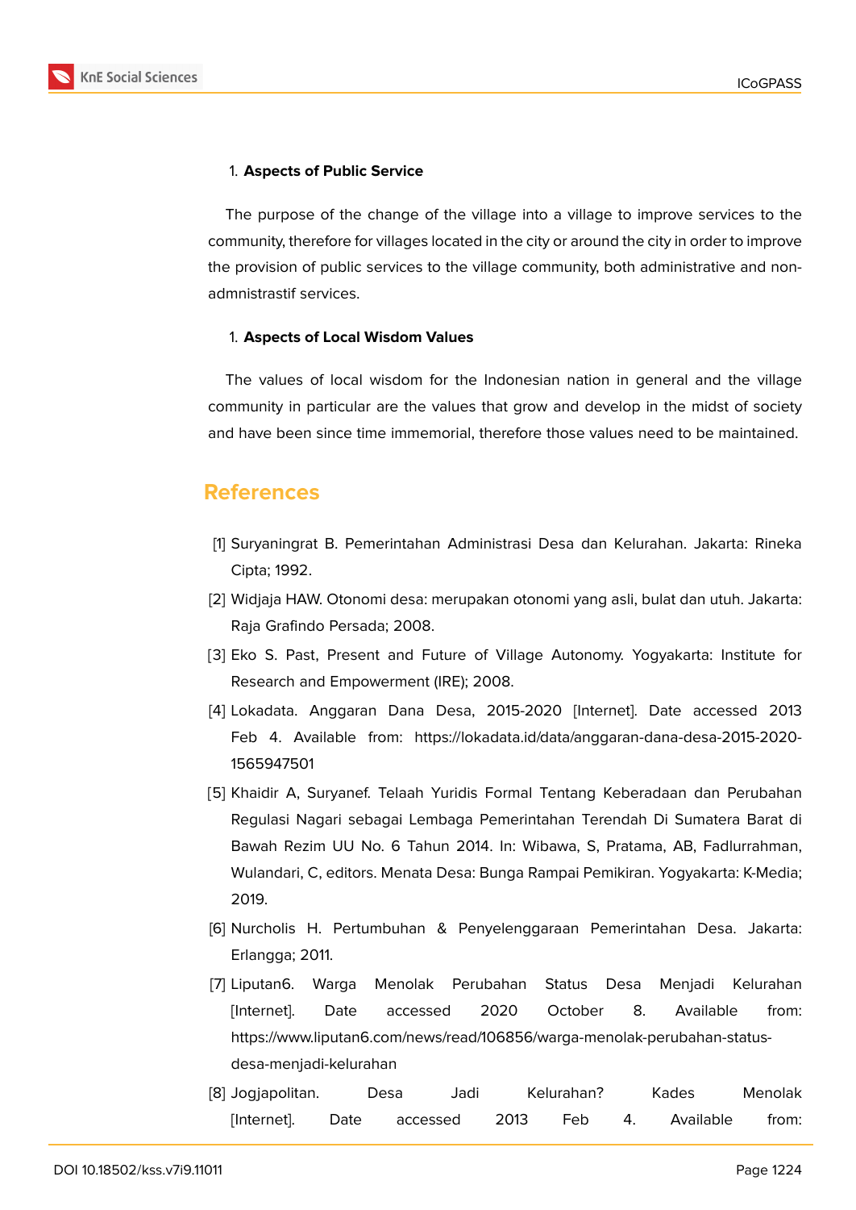1. **Aspects of Public Service**

The purpose of the change of the village into a village to improve services to the community, therefore for villages located in the city or around the city in order to improve the provision of public services to the village community, both administrative and non-admnistrastif services.

1. **Aspects of Local Wisdom Values**

The values of local wisdom for the Indonesian nation in general and the village community in particular are the values that grow and develop in the midst of society and have been since time immemorial, therefore those values need to be maintained.

## References

[1] Suryaningrat B. Pemerintahan Administrasi Desa dan Kelurahan. Jakarta: Rineka Cipta; 1992.

[2] Widjaja HAW. Otonomi desa: merupakan otonomi yang asli, bulat dan utuh. Jakarta: Raja Grafindo Persada; 2008.

[3] Eko S. Past, Present and Future of Village Autonomy. Yogyakarta: Institute for Research and Empowerment (IRE); 2008.

[4] Lokadata. Anggaran Dana Desa, 2015-2020 [Internet]. Date accessed 2013 Feb 4. Available from: https://lokadata.id/data/anggaran-dana-desa-2015-2020-1565947501

[5] Khaidir A, Suryanef. Telaah Yuridis Formal Tentang Keberadaan dan Perubahan Regulasi Nagari sebagai Lembaga Pemerintahan Terendah Di Sumatera Barat di Bawah Rezim UU No. 6 Tahun 2014. In: Wibawa, S, Pratama, AB, Fadlurrahman, Wulandari, C, editors. Menata Desa: Bunga Rampai Pemikiran. Yogyakarta: K-Media; 2019.

[6] Nurcholis H. Pertumbuhan & Penyelenggaraan Pemerintahan Desa. Jakarta: Erlangga; 2011.

[7] Liputan6. Warga Menolak Perubahan Status Desa Menjadi Kelurahan [Internet]. Date accessed 2020 October 8. Available from: https://www.liputan6.com/news/read/106856/warga-menolak-perubahan-status-desa-menjadi-kelurahan

[8] Jogjapolitan. Desa Jadi Kelurahan? Kades Menolak [Internet]. Date accessed 2013 Feb 4. Available from: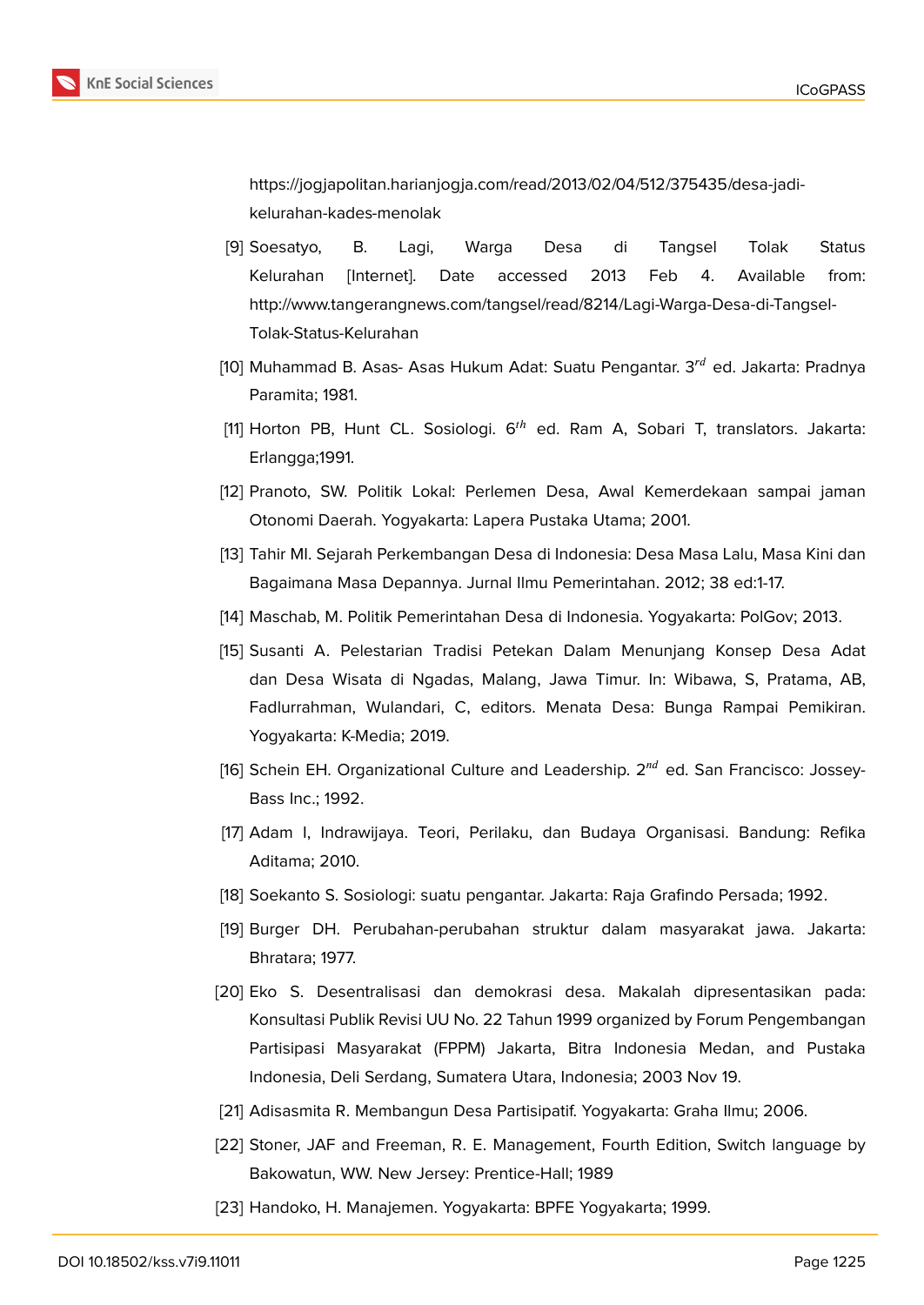https://jogjapolitan.harianjogja.com/read/2013/02/04/512/375435/desa-jadi-kelurahan-kades-menolak

[9] Soesatyo, B. Lagi, Warga Desa di Tangsel Tolak Status Kelurahan [Internet]. Date accessed 2013 Feb 4. Available from: http://www.tangerangnews.com/tangsel/read/8214/Lagi-Warga-Desa-di-Tangsel-Tolak-Status-Kelurahan

[10] Muhammad B. Asas- Asas Hukum Adat: Suatu Pengantar. $3^{rd}$ ed. Jakarta: Pradnya Paramita; 1981.

[11] Horton PB, Hunt CL. Sosiologi. $6^{th}$ ed. Ram A, Sobari T, translators. Jakarta: Erlangga;1991.

[12] Pranoto, SW. Politik Lokal: Perlemen Desa, Awal Kemerdekaan sampai jaman Otonomi Daerah. Yogyakarta: Lapera Pustaka Utama; 2001.

[13] Tahir MI. Sejarah Perkembangan Desa di Indonesia: Desa Masa Lalu, Masa Kini dan Bagaimana Masa Depannya. Jurnal Ilmu Pemerintahan. 2012; 38 ed:1-17.

[14] Maschab, M. Politik Pemerintahan Desa di Indonesia. Yogyakarta: PolGov; 2013.

[15] Susanti A. Pelestarian Tradisi Petekan Dalam Menunjang Konsep Desa Adat dan Desa Wisata di Ngadas, Malang, Jawa Timur. In: Wibawa, S, Pratama, AB, Fadlurrahman, Wulandari, C, editors. Menata Desa: Bunga Rampai Pemikiran. Yogyakarta: K-Media; 2019.

[16] Schein EH. Organizational Culture and Leadership. $2^{nd}$ ed. San Francisco: Jossey-Bass Inc.; 1992.

[17] Adam I, Indrawijaya. Teori, Perilaku, dan Budaya Organisasi. Bandung: Refika Aditama; 2010.

[18] Soekanto S. Sosiologi: suatu pengantar. Jakarta: Raja Grafindo Persada; 1992.

[19] Burger DH. Perubahan-perubahan struktur dalam masyarakat jawa. Jakarta: Bhratara; 1977.

[20] Eko S. Desentralisasi dan demokrasi desa. Makalah dipresentasikan pada: Konsultasi Publik Revisi UU No. 22 Tahun 1999 organized by Forum Pengembangan Partisipasi Masyarakat (FPPM) Jakarta, Bitra Indonesia Medan, and Pustaka Indonesia, Deli Serdang, Sumatera Utara, Indonesia; 2003 Nov 19.

[21] Adisasmita R. Membangun Desa Partisipatif. Yogyakarta: Graha Ilmu; 2006.

[22] Stoner, JAF and Freeman, R. E. Management, Fourth Edition, Switch language by Bakowatun, WW. New Jersey: Prentice-Hall; 1989

[23] Handoko, H. Manajemen. Yogyakarta: BPFE Yogyakarta; 1999.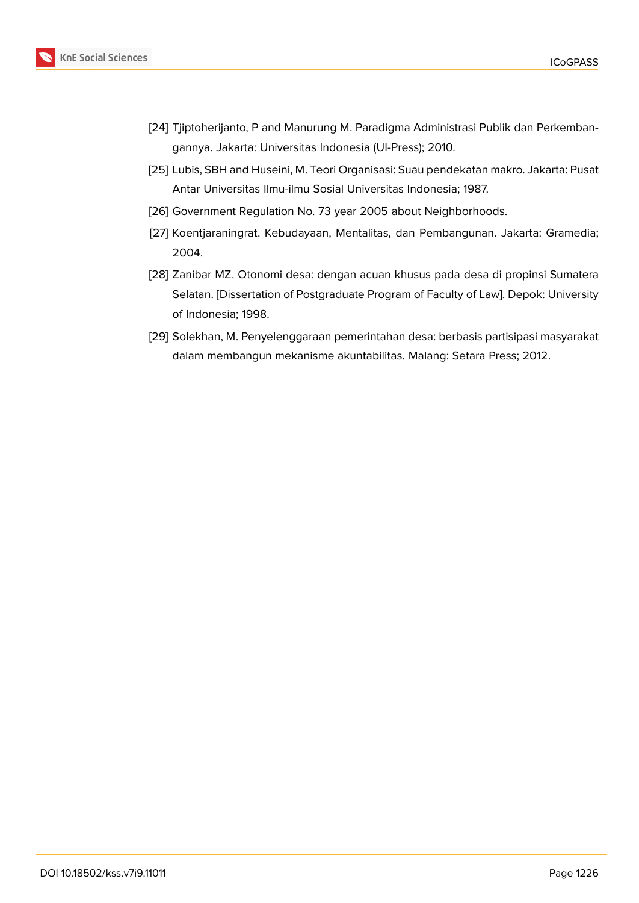[24] Tjiptoherijanto, P and Manurung M. Paradigma Administrasi Publik dan Perkembangannya. Jakarta: Universitas Indonesia (UI-Press); 2010.

[25] Lubis, SBH and Huseini, M. Teori Organisasi: Suau pendekatan makro. Jakarta: Pusat Antar Universitas Ilmu-ilmu Sosial Universitas Indonesia; 1987.

[26] Government Regulation No. 73 year 2005 about Neighborhoods.

[27] Koentjaraningrat. Kebudayaan, Mentalitas, dan Pembangunan. Jakarta: Gramedia; 2004.

[28] Zanibar MZ. Otonomi desa: dengan acuan khusus pada desa di propinsi Sumatera Selatan. [Dissertation of Postgraduate Program of Faculty of Law]. Depok: University of Indonesia; 1998.

[29] Solekhan, M. Penyelenggaraan pemerintahan desa: berbasis partisipasi masyarakat dalam membangun mekanisme akuntabilitas. Malang: Setara Press; 2012.